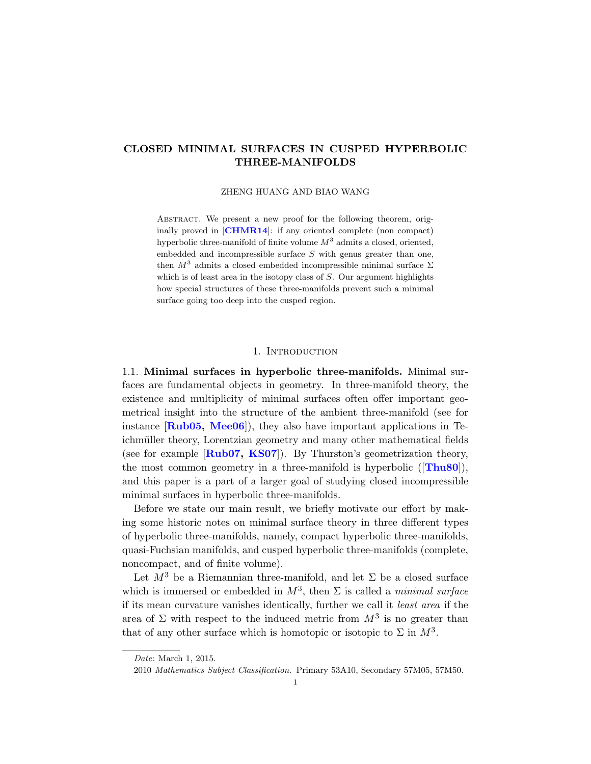# CLOSED MINIMAL SURFACES IN CUSPED HYPERBOLIC THREE-MANIFOLDS

ZHENG HUANG AND BIAO WANG

Abstract. We present a new proof for the following theorem, originally proved in [**CHMR14**]: if any oriented complete (non compact) hyperbolic three-manifold of finite volume $M^3$ admits a closed, oriented, embedded and incompressible surface $S$ with genus greater than one, then $M^3$ admits a closed embedded incompressible minimal surface $\Sigma$ which is of least area in the isotopy class of $S$. Our argument highlights how special structures of these three-manifolds prevent such a minimal surface going too deep into the cusped region.

## 1. Introduction

### 1.1. Minimal surfaces in hyperbolic three-manifolds.

Minimal surfaces are fundamental objects in geometry. In three-manifold theory, the existence and multiplicity of minimal surfaces often offer important geometrical insight into the structure of the ambient three-manifold (see for instance [**Rub05, Mee06**]), they also have important applications in Teichmüller theory, Lorentzian geometry and many other mathematical fields (see for example [**Rub07, KS07**]). By Thurston's geometrization theory, the most common geometry in a three-manifold is hyperbolic ([**Thu80**]), and this paper is a part of a larger goal of studying closed incompressible minimal surfaces in hyperbolic three-manifolds.

Before we state our main result, we briefly motivate our effort by making some historic notes on minimal surface theory in three different types of hyperbolic three-manifolds, namely, compact hyperbolic three-manifolds, quasi-Fuchsian manifolds, and cusped hyperbolic three-manifolds (complete, noncompact, and of finite volume).

Let $M^3$ be a Riemannian three-manifold, and let $\Sigma$ be a closed surface which is immersed or embedded in $M^3$, then $\Sigma$ is called a *minimal surface* if its mean curvature vanishes identically, further we call it *least area* if the area of $\Sigma$ with respect to the induced metric from $M^3$ is no greater than that of any other surface which is homotopic or isotopic to $\Sigma$ in $M^3$.

*Date*: March 1, 2015.

2010 *Mathematics Subject Classification.* Primary 53A10, Secondary 57M05, 57M50.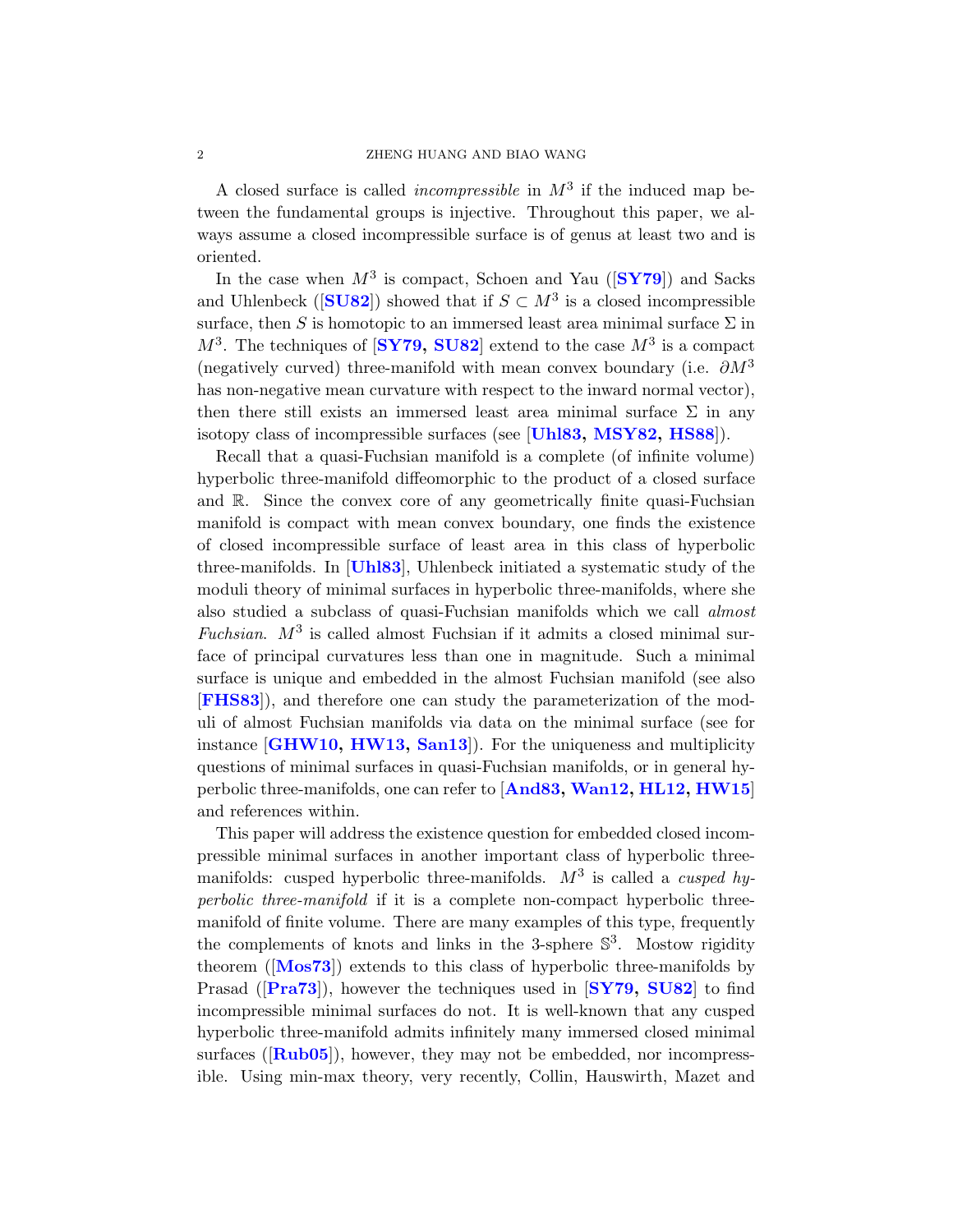A closed surface is called *incompressible* in $M^3$ if the induced map between the fundamental groups is injective. Throughout this paper, we always assume a closed incompressible surface is of genus at least two and is oriented.

In the case when $M^3$ is compact, Schoen and Yau ([**SY79**]) and Sacks and Uhlenbeck ([**SU82**]) showed that if $S \subset M^3$ is a closed incompressible surface, then $S$ is homotopic to an immersed least area minimal surface $\Sigma$ in $M^3$. The techniques of [**SY79, SU82**] extend to the case $M^3$ is a compact (negatively curved) three-manifold with mean convex boundary (i.e. $\partial M^3$ has non-negative mean curvature with respect to the inward normal vector), then there still exists an immersed least area minimal surface $\Sigma$ in any isotopy class of incompressible surfaces (see [**Uhl83, MSY82, HS88**]).

Recall that a quasi-Fuchsian manifold is a complete (of infinite volume) hyperbolic three-manifold diffeomorphic to the product of a closed surface and $\mathbb{R}$. Since the convex core of any geometrically finite quasi-Fuchsian manifold is compact with mean convex boundary, one finds the existence of closed incompressible surface of least area in this class of hyperbolic three-manifolds. In [**Uhl83**], Uhlenbeck initiated a systematic study of the moduli theory of minimal surfaces in hyperbolic three-manifolds, where she also studied a subclass of quasi-Fuchsian manifolds which we call *almost Fuchsian*. $M^3$ is called almost Fuchsian if it admits a closed minimal surface of principal curvatures less than one in magnitude. Such a minimal surface is unique and embedded in the almost Fuchsian manifold (see also [**FHS83**]), and therefore one can study the parameterization of the moduli of almost Fuchsian manifolds via data on the minimal surface (see for instance [**GHW10, HW13, San13**]). For the uniqueness and multiplicity questions of minimal surfaces in quasi-Fuchsian manifolds, or in general hyperbolic three-manifolds, one can refer to [**And83, Wan12, HL12, HW15**] and references within.

This paper will address the existence question for embedded closed incompressible minimal surfaces in another important class of hyperbolic three-manifolds: cusped hyperbolic three-manifolds. $M^3$ is called a *cusped hyperbolic three-manifold* if it is a complete non-compact hyperbolic three-manifold of finite volume. There are many examples of this type, frequently the complements of knots and links in the 3-sphere $\mathbb{S}^3$. Mostow rigidity theorem ([**Mos73**]) extends to this class of hyperbolic three-manifolds by Prasad ([**Pra73**]), however the techniques used in [**SY79, SU82**] to find incompressible minimal surfaces do not. It is well-known that any cusped hyperbolic three-manifold admits infinitely many immersed closed minimal surfaces ([**Rub05**]), however, they may not be embedded, nor incompressible. Using min-max theory, very recently, Collin, Hauswirth, Mazet and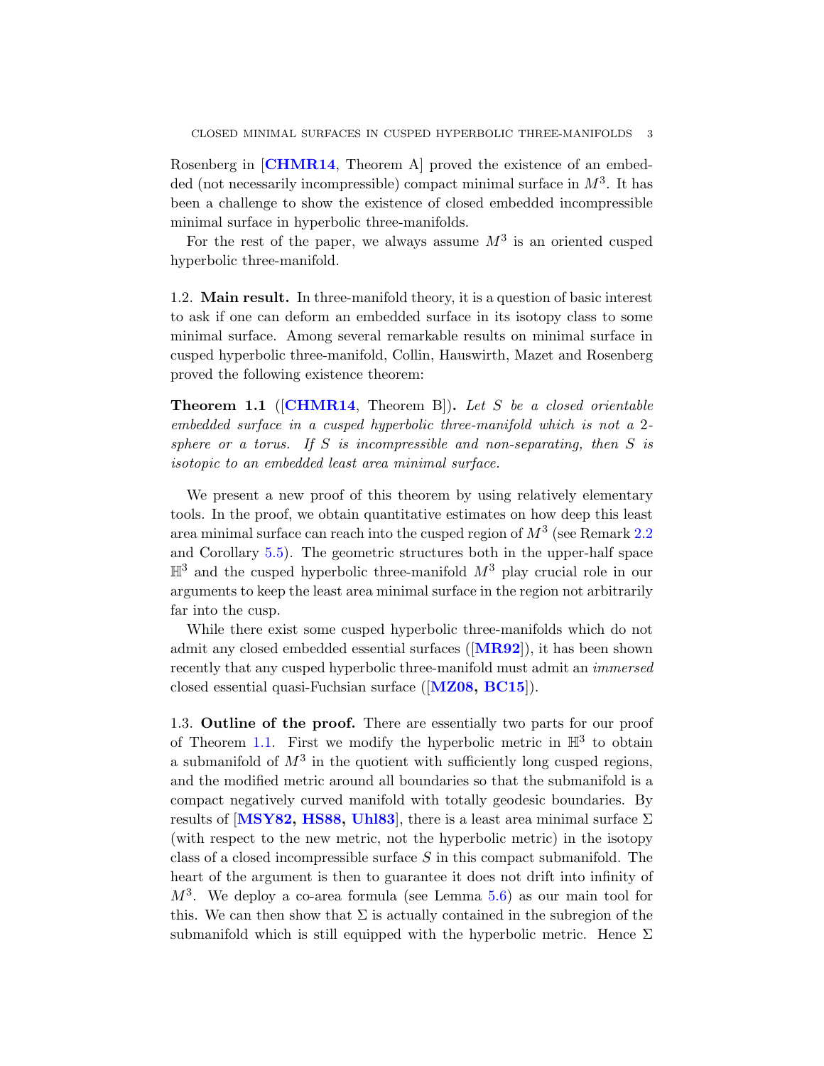Rosenberg in [**CHMR14**, Theorem A] proved the existence of an embedded (not necessarily incompressible) compact minimal surface in $M^3$. It has been a challenge to show the existence of closed embedded incompressible minimal surface in hyperbolic three-manifolds.

For the rest of the paper, we always assume $M^3$ is an oriented cusped hyperbolic three-manifold.

1.2. **Main result.** In three-manifold theory, it is a question of basic interest to ask if one can deform an embedded surface in its isotopy class to some minimal surface. Among several remarkable results on minimal surface in cusped hyperbolic three-manifold, Collin, Hauswirth, Mazet and Rosenberg proved the following existence theorem:

**Theorem 1.1** ([**CHMR14**, Theorem B])**.** *Let $S$ be a closed orientable embedded surface in a cusped hyperbolic three-manifold which is not a 2-sphere or a torus. If $S$ is incompressible and non-separating, then $S$ is isotopic to an embedded least area minimal surface.*

We present a new proof of this theorem by using relatively elementary tools. In the proof, we obtain quantitative estimates on how deep this least area minimal surface can reach into the cusped region of $M^3$ (see Remark 2.2 and Corollary 5.5). The geometric structures both in the upper-half space $\mathbb{H}^3$ and the cusped hyperbolic three-manifold $M^3$ play crucial role in our arguments to keep the least area minimal surface in the region not arbitrarily far into the cusp.

While there exist some cusped hyperbolic three-manifolds which do not admit any closed embedded essential surfaces ([**MR92**]), it has been shown recently that any cusped hyperbolic three-manifold must admit an *immersed* closed essential quasi-Fuchsian surface ([**MZ08, BC15**]).

1.3. **Outline of the proof.** There are essentially two parts for our proof of Theorem 1.1. First we modify the hyperbolic metric in $\mathbb{H}^3$ to obtain a submanifold of $M^3$ in the quotient with sufficiently long cusped regions, and the modified metric around all boundaries so that the submanifold is a compact negatively curved manifold with totally geodesic boundaries. By results of [**MSY82, HS88, Uhl83**], there is a least area minimal surface $\Sigma$ (with respect to the new metric, not the hyperbolic metric) in the isotopy class of a closed incompressible surface $S$ in this compact submanifold. The heart of the argument is then to guarantee it does not drift into infinity of $M^3$. We deploy a co-area formula (see Lemma 5.6) as our main tool for this. We can then show that $\Sigma$ is actually contained in the subregion of the submanifold which is still equipped with the hyperbolic metric. Hence $\Sigma$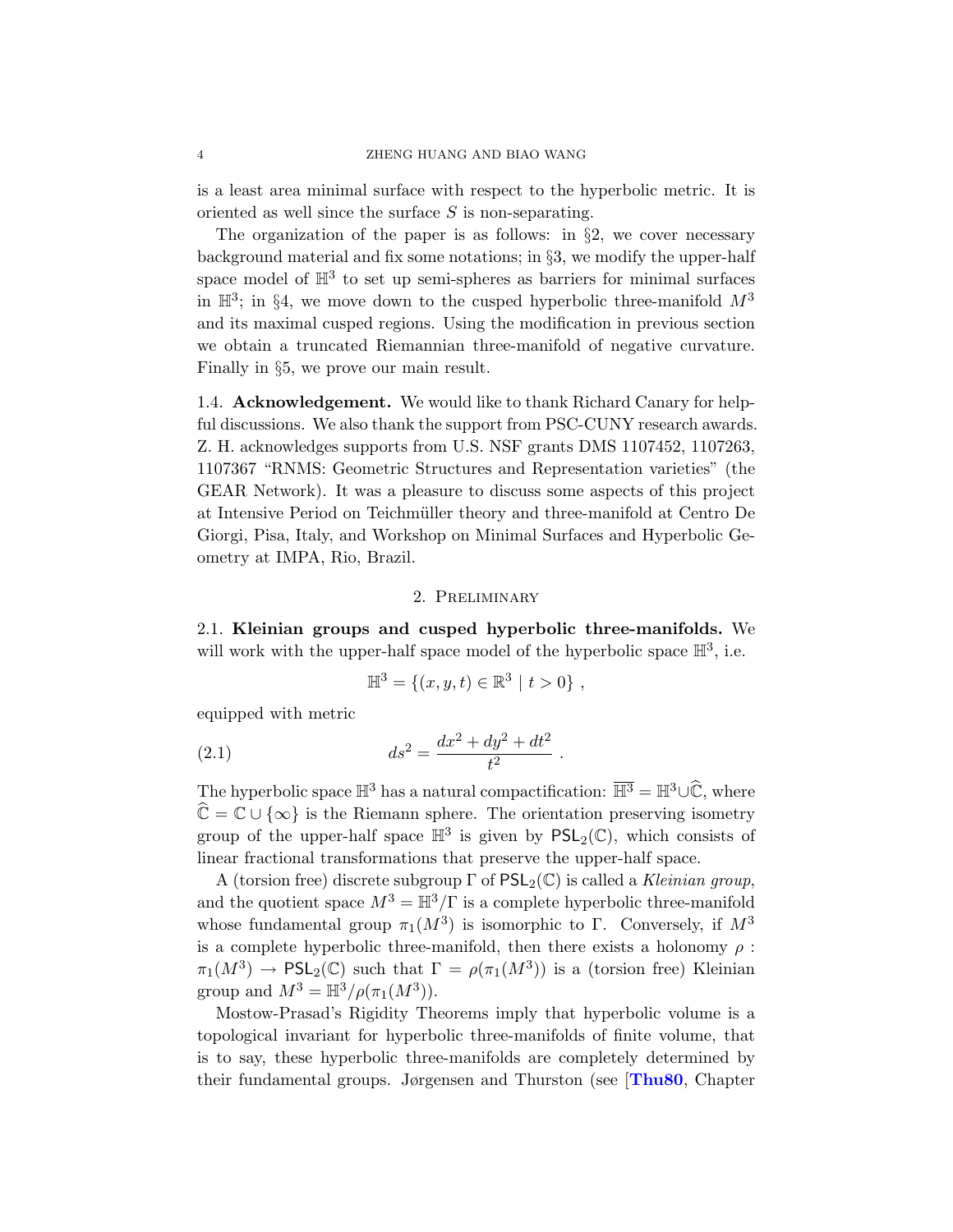is a least area minimal surface with respect to the hyperbolic metric. It is oriented as well since the surface $S$ is non-separating.

The organization of the paper is as follows: in §2, we cover necessary background material and fix some notations; in §3, we modify the upper-half space model of $\mathbb{H}^3$ to set up semi-spheres as barriers for minimal surfaces in $\mathbb{H}^3$; in §4, we move down to the cusped hyperbolic three-manifold $M^3$ and its maximal cusped regions. Using the modification in previous section we obtain a truncated Riemannian three-manifold of negative curvature. Finally in §5, we prove our main result.

1.4. **Acknowledgement.** We would like to thank Richard Canary for helpful discussions. We also thank the support from PSC-CUNY research awards. Z. H. acknowledges supports from U.S. NSF grants DMS 1107452, 1107263, 1107367 "RNMS: Geometric Structures and Representation varieties" (the GEAR Network). It was a pleasure to discuss some aspects of this project at Intensive Period on Teichmüller theory and three-manifold at Centro De Giorgi, Pisa, Italy, and Workshop on Minimal Surfaces and Hyperbolic Geometry at IMPA, Rio, Brazil.

## 2. Preliminary

2.1. **Kleinian groups and cusped hyperbolic three-manifolds.** We will work with the upper-half space model of the hyperbolic space $\mathbb{H}^3$, i.e.

$$\mathbb{H}^3 = \{(x, y, t) \in \mathbb{R}^3 \mid t > 0\} ,$$

equipped with metric

$$ds^2 = \frac{dx^2 + dy^2 + dt^2}{t^2} . \tag{2.1}$$

The hyperbolic space $\mathbb{H}^3$ has a natural compactification: $\overline{\mathbb{H}^3} = \mathbb{H}^3 \cup \widehat{\mathbb{C}}$, where $\widehat{\mathbb{C}} = \mathbb{C} \cup \{\infty\}$ is the Riemann sphere. The orientation preserving isometry group of the upper-half space $\mathbb{H}^3$ is given by $\mathsf{PSL}_2(\mathbb{C})$, which consists of linear fractional transformations that preserve the upper-half space.

A (torsion free) discrete subgroup $\Gamma$ of $\mathsf{PSL}_2(\mathbb{C})$ is called a *Kleinian group*, and the quotient space $M^3 = \mathbb{H}^3/\Gamma$ is a complete hyperbolic three-manifold whose fundamental group $\pi_1(M^3)$ is isomorphic to $\Gamma$. Conversely, if $M^3$ is a complete hyperbolic three-manifold, then there exists a holonomy $\rho : \pi_1(M^3) \to \mathsf{PSL}_2(\mathbb{C})$ such that $\Gamma = \rho(\pi_1(M^3))$ is a (torsion free) Kleinian group and $M^3 = \mathbb{H}^3/\rho(\pi_1(M^3))$.

Mostow-Prasad's Rigidity Theorems imply that hyperbolic volume is a topological invariant for hyperbolic three-manifolds of finite volume, that is to say, these hyperbolic three-manifolds are completely determined by their fundamental groups. Jørgensen and Thurston (see [**Thu80**, Chapter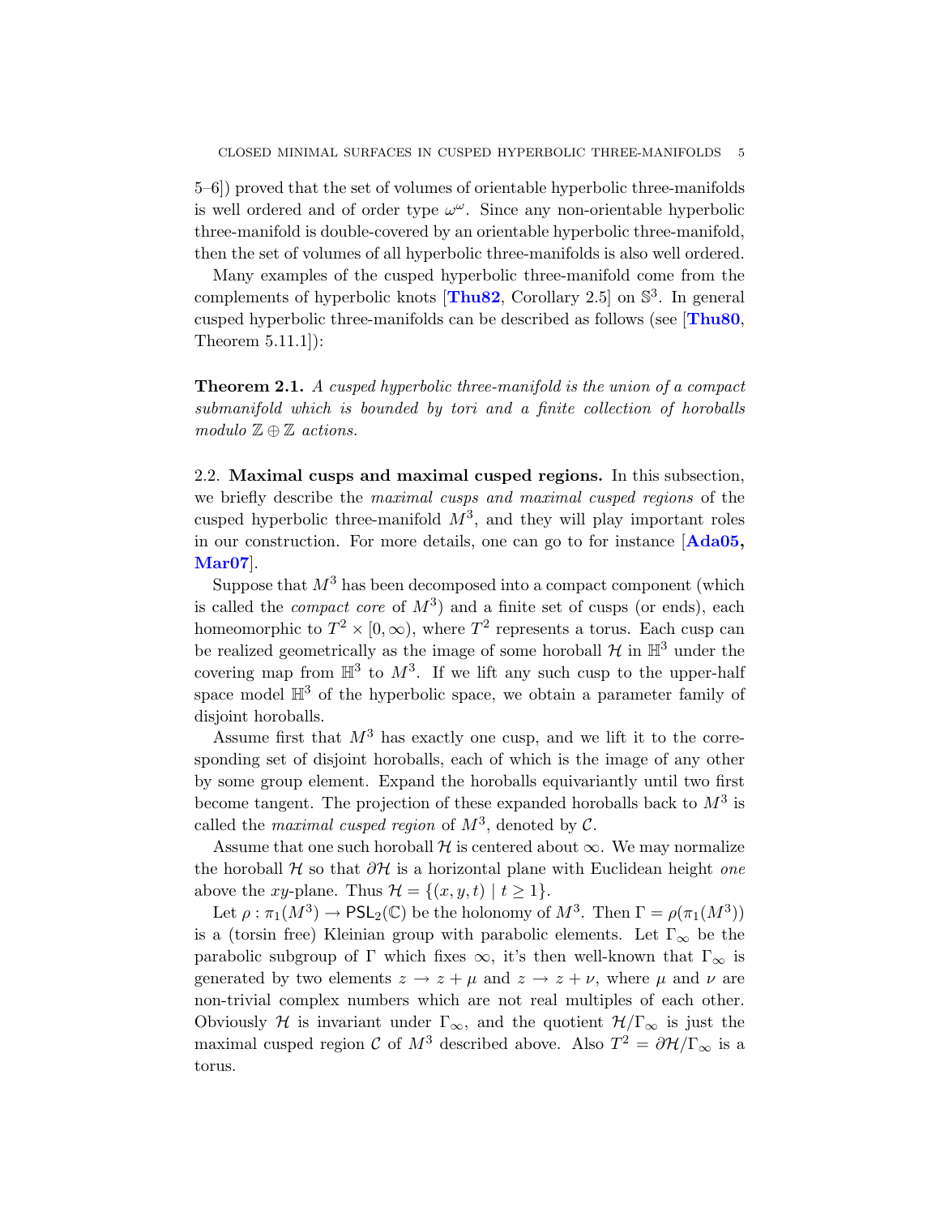5–6]) proved that the set of volumes of orientable hyperbolic three-manifolds is well ordered and of order type $\omega^\omega$. Since any non-orientable hyperbolic three-manifold is double-covered by an orientable hyperbolic three-manifold, then the set of volumes of all hyperbolic three-manifolds is also well ordered.

Many examples of the cusped hyperbolic three-manifold come from the complements of hyperbolic knots [**Thu82**, Corollary 2.5] on $\mathbb{S}^3$. In general cusped hyperbolic three-manifolds can be described as follows (see [**Thu80**, Theorem 5.11.1]):

**Theorem 2.1.** *A cusped hyperbolic three-manifold is the union of a compact submanifold which is bounded by tori and a finite collection of horoballs modulo $\mathbb{Z} \oplus \mathbb{Z}$ actions.*

2.2. **Maximal cusps and maximal cusped regions.** In this subsection, we briefly describe the *maximal cusps and maximal cusped regions* of the cusped hyperbolic three-manifold $M^3$, and they will play important roles in our construction. For more details, one can go to for instance [**Ada05, Mar07**].

Suppose that $M^3$ has been decomposed into a compact component (which is called the *compact core* of $M^3$) and a finite set of cusps (or ends), each homeomorphic to $T^2 \times [0, \infty)$, where $T^2$ represents a torus. Each cusp can be realized geometrically as the image of some horoball $\mathcal{H}$ in $\mathbb{H}^3$ under the covering map from $\mathbb{H}^3$ to $M^3$. If we lift any such cusp to the upper-half space model $\mathbb{H}^3$ of the hyperbolic space, we obtain a parameter family of disjoint horoballs.

Assume first that $M^3$ has exactly one cusp, and we lift it to the corresponding set of disjoint horoballs, each of which is the image of any other by some group element. Expand the horoballs equivariantly until two first become tangent. The projection of these expanded horoballs back to $M^3$ is called the *maximal cusped region* of $M^3$, denoted by $\mathcal{C}$.

Assume that one such horoball $\mathcal{H}$ is centered about $\infty$. We may normalize the horoball $\mathcal{H}$ so that $\partial\mathcal{H}$ is a horizontal plane with Euclidean height *one* above the $xy$-plane. Thus $\mathcal{H} = \{(x, y, t) \mid t \geq 1\}$.

Let $\rho : \pi_1(M^3) \to \mathsf{PSL}_2(\mathbb{C})$ be the holonomy of $M^3$. Then $\Gamma = \rho(\pi_1(M^3))$ is a (torsin free) Kleinian group with parabolic elements. Let $\Gamma_\infty$ be the parabolic subgroup of $\Gamma$ which fixes $\infty$, it's then well-known that $\Gamma_\infty$ is generated by two elements $z \to z + \mu$ and $z \to z + \nu$, where $\mu$ and $\nu$ are non-trivial complex numbers which are not real multiples of each other. Obviously $\mathcal{H}$ is invariant under $\Gamma_\infty$, and the quotient $\mathcal{H}/\Gamma_\infty$ is just the maximal cusped region $\mathcal{C}$ of $M^3$ described above. Also $T^2 = \partial\mathcal{H}/\Gamma_\infty$ is a torus.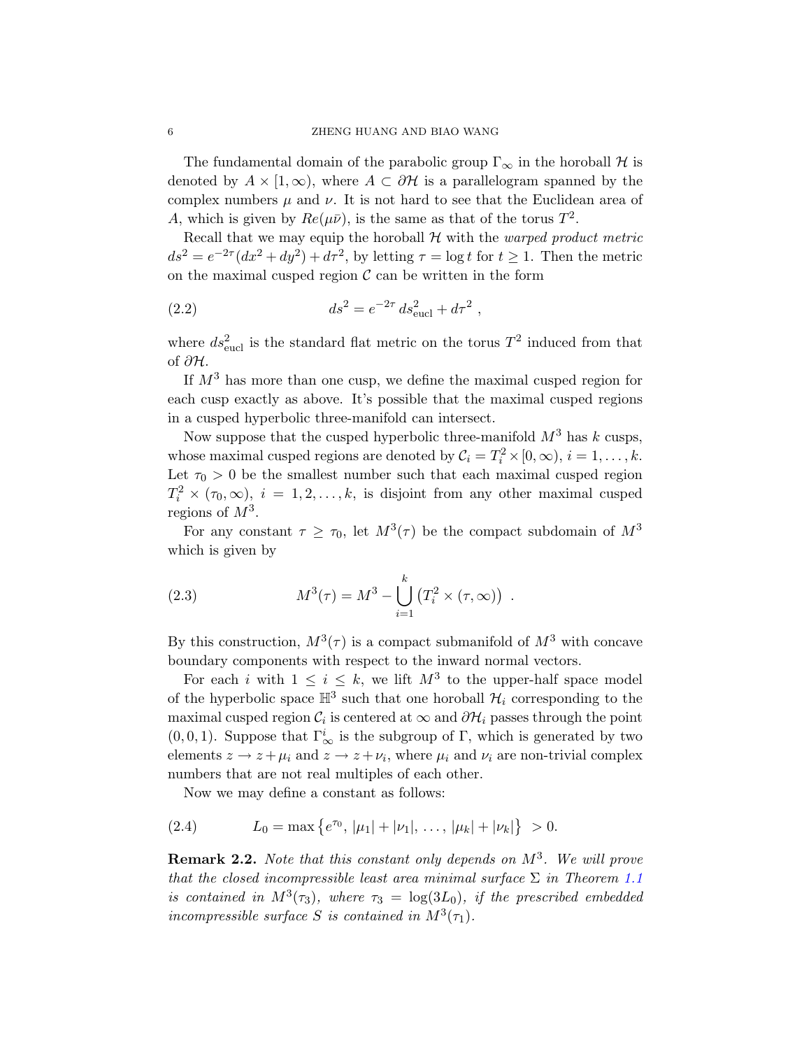The fundamental domain of the parabolic group $\Gamma_\infty$ in the horoball $\mathcal{H}$ is denoted by $A \times [1, \infty)$, where $A \subset \partial\mathcal{H}$ is a parallelogram spanned by the complex numbers $\mu$ and $\nu$. It is not hard to see that the Euclidean area of $A$, which is given by $Re(\mu\bar{\nu})$, is the same as that of the torus $T^2$.

Recall that we may equip the horoball $\mathcal{H}$ with the *warped product metric* $ds^2 = e^{-2\tau}(dx^2 + dy^2) + d\tau^2$, by letting $\tau = \log t$ for $t \geq 1$. Then the metric on the maximal cusped region $\mathcal{C}$ can be written in the form

$$ds^2 = e^{-2\tau}\, ds^2_{\text{eucl}} + d\tau^2 \ , \tag{2.2}$$

where $ds^2_{\text{eucl}}$ is the standard flat metric on the torus $T^2$ induced from that of $\partial\mathcal{H}$.

If $M^3$ has more than one cusp, we define the maximal cusped region for each cusp exactly as above. It's possible that the maximal cusped regions in a cusped hyperbolic three-manifold can intersect.

Now suppose that the cusped hyperbolic three-manifold $M^3$ has $k$ cusps, whose maximal cusped regions are denoted by $\mathcal{C}_i = T_i^2 \times [0, \infty)$, $i = 1, \ldots, k$. Let $\tau_0 > 0$ be the smallest number such that each maximal cusped region $T_i^2 \times (\tau_0, \infty)$, $i = 1, 2, \ldots, k$, is disjoint from any other maximal cusped regions of $M^3$.

For any constant $\tau \geq \tau_0$, let $M^3(\tau)$ be the compact subdomain of $M^3$ which is given by

$$M^3(\tau) = M^3 - \bigcup_{i=1}^{k} \left(T_i^2 \times (\tau, \infty)\right) \ . \tag{2.3}$$

By this construction, $M^3(\tau)$ is a compact submanifold of $M^3$ with concave boundary components with respect to the inward normal vectors.

For each $i$ with $1 \leq i \leq k$, we lift $M^3$ to the upper-half space model of the hyperbolic space $\mathbb{H}^3$ such that one horoball $\mathcal{H}_i$ corresponding to the maximal cusped region $\mathcal{C}_i$ is centered at $\infty$ and $\partial\mathcal{H}_i$ passes through the point $(0, 0, 1)$. Suppose that $\Gamma^i_\infty$ is the subgroup of $\Gamma$, which is generated by two elements $z \to z + \mu_i$ and $z \to z + \nu_i$, where $\mu_i$ and $\nu_i$ are non-trivial complex numbers that are not real multiples of each other.

Now we may define a constant as follows:

$$L_0 = \max\left\{e^{\tau_0},\, |\mu_1| + |\nu_1|,\, \ldots,\, |\mu_k| + |\nu_k|\right\} \ > 0. \tag{2.4}$$

**Remark 2.2.** *Note that this constant only depends on $M^3$. We will prove that the closed incompressible least area minimal surface $\Sigma$ in Theorem 1.1 is contained in $M^3(\tau_3)$, where $\tau_3 = \log(3L_0)$, if the prescribed embedded incompressible surface $S$ is contained in $M^3(\tau_1)$.*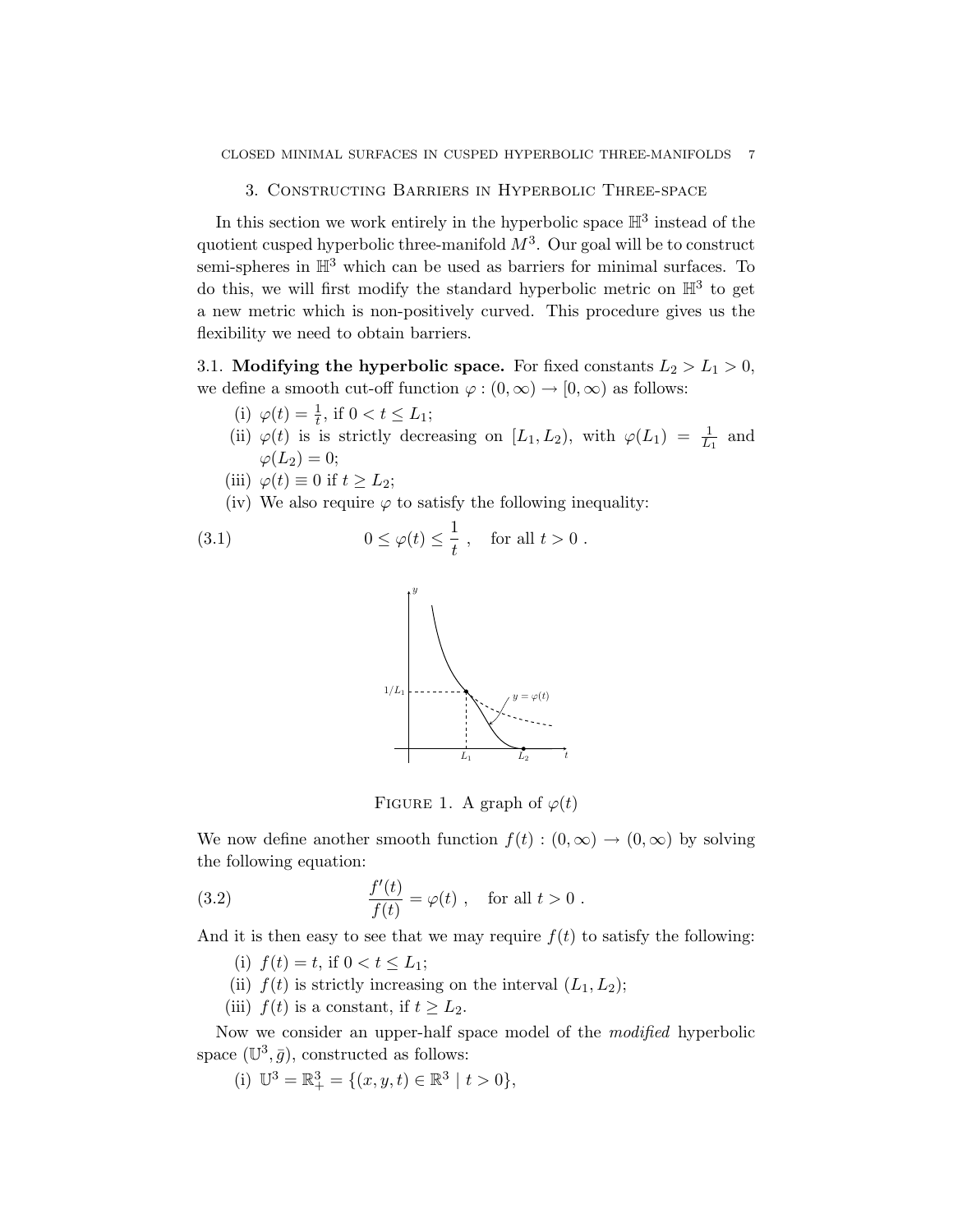## 3. Constructing Barriers in Hyperbolic Three-space

In this section we work entirely in the hyperbolic space $\mathbb{H}^3$ instead of the quotient cusped hyperbolic three-manifold $M^3$. Our goal will be to construct semi-spheres in $\mathbb{H}^3$ which can be used as barriers for minimal surfaces. To do this, we will first modify the standard hyperbolic metric on $\mathbb{H}^3$ to get a new metric which is non-positively curved. This procedure gives us the flexibility we need to obtain barriers.

3.1. **Modifying the hyperbolic space.** For fixed constants $L_2 > L_1 > 0$, we define a smooth cut-off function $\varphi : (0, \infty) \to [0, \infty)$ as follows:

- (i) $\varphi(t) = \frac{1}{t}$, if $0 < t \leq L_1$;
- (ii) $\varphi(t)$ is is strictly decreasing on $[L_1, L_2)$, with $\varphi(L_1) = \frac{1}{L_1}$ and $\varphi(L_2) = 0$;
- (iii) $\varphi(t) \equiv 0$ if $t \geq L_2$;
- (iv) We also require $\varphi$ to satisfy the following inequality:

$$0 \leq \varphi(t) \leq \frac{1}{t} \ , \quad \text{for all } t > 0 \ . \tag{3.1}$$

Figure 1. A graph of $\varphi(t)$

We now define another smooth function $f(t) : (0, \infty) \to (0, \infty)$ by solving the following equation:

$$\frac{f'(t)}{f(t)} = \varphi(t) \ , \quad \text{for all } t > 0 \ . \tag{3.2}$$

And it is then easy to see that we may require $f(t)$ to satisfy the following:

- (i) $f(t) = t$, if $0 < t \leq L_1$;
- (ii) $f(t)$ is strictly increasing on the interval $(L_1, L_2)$;
- (iii) $f(t)$ is a constant, if $t \geq L_2$.

Now we consider an upper-half space model of the *modified* hyperbolic space $(\mathbb{U}^3, \bar{g})$, constructed as follows:

- (i) $\mathbb{U}^3 = \mathbb{R}^3_+ = \{(x, y, t) \in \mathbb{R}^3 \mid t > 0\}$,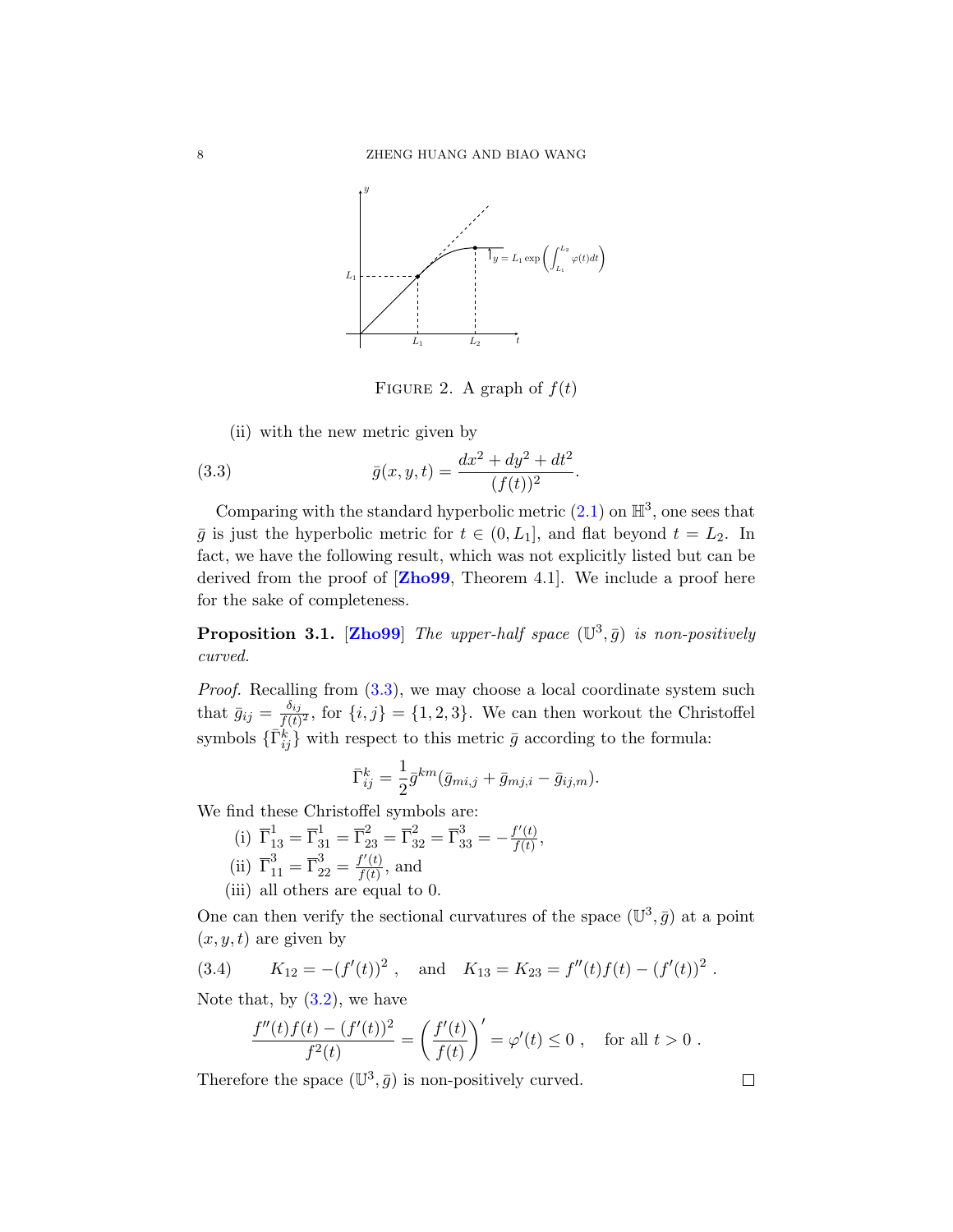FIGURE 2. A graph of $f(t)$

(ii) with the new metric given by

$$\bar{g}(x, y, t) = \frac{dx^2 + dy^2 + dt^2}{(f(t))^2}. \tag{3.3}$$

Comparing with the standard hyperbolic metric (2.1) on $\mathbb{H}^3$, one sees that $\bar{g}$ is just the hyperbolic metric for $t \in (0, L_1]$, and flat beyond $t = L_2$. In fact, we have the following result, which was not explicitly listed but can be derived from the proof of [Zho99, Theorem 4.1]. We include a proof here for the sake of completeness.

**Proposition 3.1.** [Zho99] *The upper-half space $(\mathbb{U}^3, \bar{g})$ is non-positively curved.*

*Proof.* Recalling from (3.3), we may choose a local coordinate system such that $\bar{g}_{ij} = \frac{\delta_{ij}}{f(t)^2}$, for $\{i, j\} = \{1, 2, 3\}$. We can then workout the Christoffel symbols $\{\bar{\Gamma}_{ij}^k\}$ with respect to this metric $\bar{g}$ according to the formula:

$$\bar{\Gamma}_{ij}^k = \frac{1}{2}\bar{g}^{km}(\bar{g}_{mi,j} + \bar{g}_{mj,i} - \bar{g}_{ij,m}).$$

We find these Christoffel symbols are:

(i) $\overline{\Gamma}_{13}^1 = \overline{\Gamma}_{31}^1 = \overline{\Gamma}_{23}^2 = \overline{\Gamma}_{32}^2 = \overline{\Gamma}_{33}^3 = -\frac{f'(t)}{f(t)}$,

(ii) $\overline{\Gamma}_{11}^3 = \overline{\Gamma}_{22}^3 = \frac{f'(t)}{f(t)}$, and

(iii) all others are equal to 0.

One can then verify the sectional curvatures of the space $(\mathbb{U}^3, \bar{g})$ at a point $(x, y, t)$ are given by

$$K_{12} = -(f'(t))^2, \quad \text{and} \quad K_{13} = K_{23} = f''(t)f(t) - (f'(t))^2. \tag{3.4}$$

Note that, by (3.2), we have

$$\frac{f''(t)f(t) - (f'(t))^2}{f^2(t)} = \left(\frac{f'(t)}{f(t)}\right)' = \varphi'(t) \leq 0, \quad \text{for all } t > 0.$$

Therefore the space $(\mathbb{U}^3, \bar{g})$ is non-positively curved. $\square$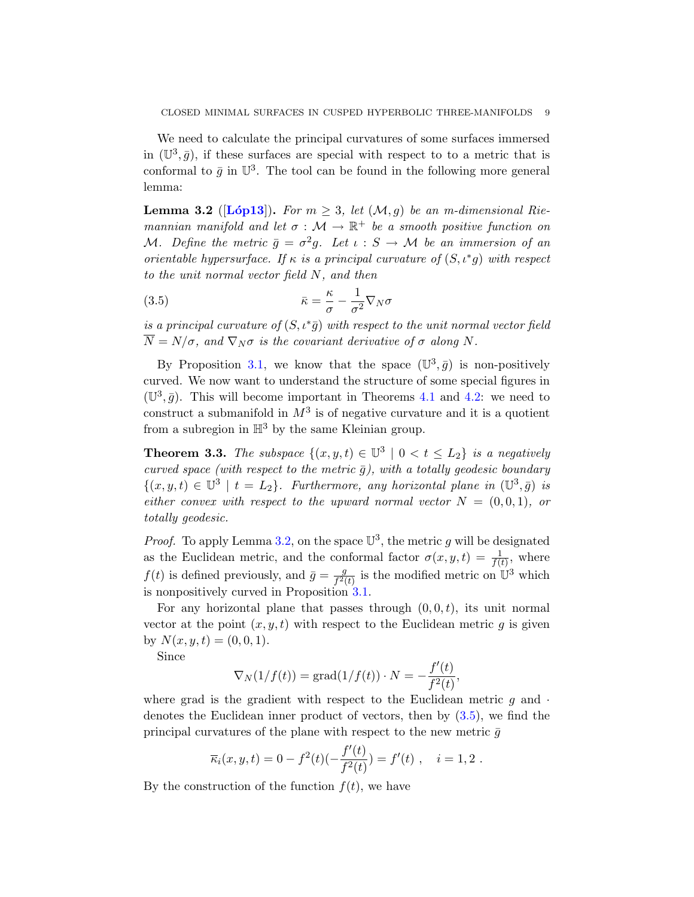We need to calculate the principal curvatures of some surfaces immersed in $(\mathbb{U}^3, \bar{g})$, if these surfaces are special with respect to to a metric that is conformal to $\bar{g}$ in $\mathbb{U}^3$. The tool can be found in the following more general lemma:

**Lemma 3.2** ([**Lóp13**]). *For $m \geq 3$, let $(\mathcal{M}, g)$ be an $m$-dimensional Riemannian manifold and let $\sigma : \mathcal{M} \to \mathbb{R}^+$ be a smooth positive function on $\mathcal{M}$. Define the metric $\bar{g} = \sigma^2 g$. Let $\iota : S \to \mathcal{M}$ be an immersion of an orientable hypersurface. If $\kappa$ is a principal curvature of $(S, \iota^* g)$ with respect to the unit normal vector field $N$, and then*

$$\bar{\kappa} = \frac{\kappa}{\sigma} - \frac{1}{\sigma^2} \nabla_N \sigma \tag{3.5}$$

*is a principal curvature of $(S, \iota^* \bar{g})$ with respect to the unit normal vector field $\overline{N} = N/\sigma$, and $\nabla_N \sigma$ is the covariant derivative of $\sigma$ along $N$.*

By Proposition 3.1, we know that the space $(\mathbb{U}^3, \bar{g})$ is non-positively curved. We now want to understand the structure of some special figures in $(\mathbb{U}^3, \bar{g})$. This will become important in Theorems 4.1 and 4.2: we need to construct a submanifold in $M^3$ is of negative curvature and it is a quotient from a subregion in $\mathbb{H}^3$ by the same Kleinian group.

**Theorem 3.3.** *The subspace $\{(x, y, t) \in \mathbb{U}^3 \mid 0 < t \leq L_2\}$ is a negatively curved space (with respect to the metric $\bar{g}$), with a totally geodesic boundary $\{(x, y, t) \in \mathbb{U}^3 \mid t = L_2\}$. Furthermore, any horizontal plane in $(\mathbb{U}^3, \bar{g})$ is either convex with respect to the upward normal vector $N = (0, 0, 1)$, or totally geodesic.*

*Proof.* To apply Lemma 3.2, on the space $\mathbb{U}^3$, the metric $g$ will be designated as the Euclidean metric, and the conformal factor $\sigma(x, y, t) = \frac{1}{f(t)}$, where $f(t)$ is defined previously, and $\bar{g} = \frac{g}{f^2(t)}$ is the modified metric on $\mathbb{U}^3$ which is nonpositively curved in Proposition 3.1.

For any horizontal plane that passes through $(0, 0, t)$, its unit normal vector at the point $(x, y, t)$ with respect to the Euclidean metric $g$ is given by $N(x, y, t) = (0, 0, 1)$.

Since

$$\nabla_N(1/f(t)) = \mathrm{grad}(1/f(t)) \cdot N = -\frac{f'(t)}{f^2(t)},$$

where grad is the gradient with respect to the Euclidean metric $g$ and $\cdot$ denotes the Euclidean inner product of vectors, then by (3.5), we find the principal curvatures of the plane with respect to the new metric $\bar{g}$

$$\overline{\kappa}_i(x, y, t) = 0 - f^2(t)\left(-\frac{f'(t)}{f^2(t)}\right) = f'(t) \ , \quad i = 1, 2 \ .$$

By the construction of the function $f(t)$, we have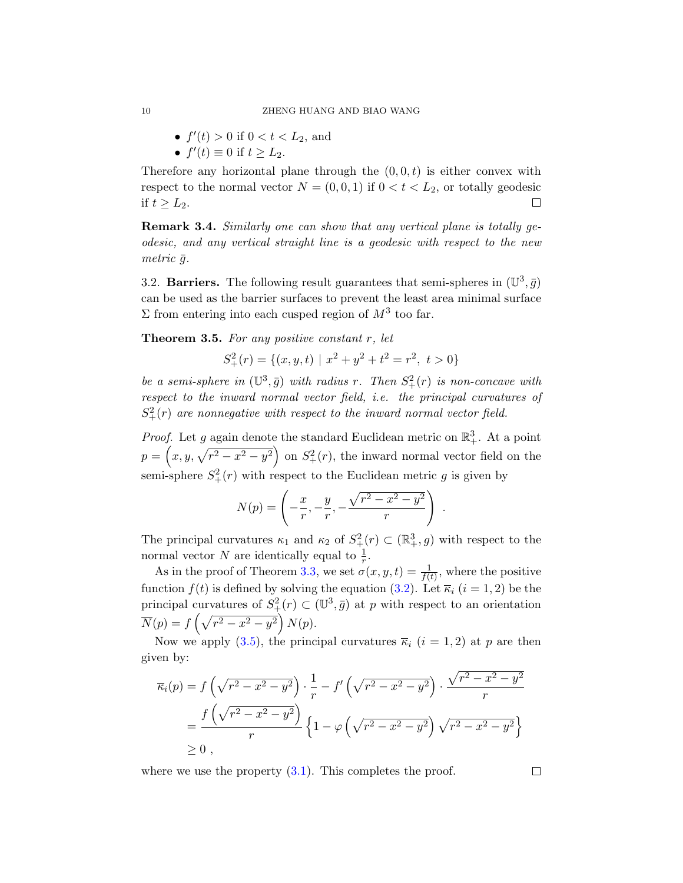- $f'(t) > 0$ if $0 < t < L_2$, and
- $f'(t) \equiv 0$ if $t \geq L_2$.

Therefore any horizontal plane through the $(0, 0, t)$ is either convex with respect to the normal vector $N = (0, 0, 1)$ if $0 < t < L_2$, or totally geodesic if $t \geq L_2$. ◻

**Remark 3.4.** *Similarly one can show that any vertical plane is totally geodesic, and any vertical straight line is a geodesic with respect to the new metric $\bar{g}$.*

3.2. **Barriers.** The following result guarantees that semi-spheres in $(\mathbb{U}^3, \bar{g})$ can be used as the barrier surfaces to prevent the least area minimal surface $\Sigma$ from entering into each cusped region of $M^3$ too far.

**Theorem 3.5.** *For any positive constant $r$, let*

$$S^2_+(r) = \{(x, y, t) \mid x^2 + y^2 + t^2 = r^2, \ t > 0\}$$

*be a semi-sphere in $(\mathbb{U}^3, \bar{g})$ with radius $r$. Then $S^2_+(r)$ is non-concave with respect to the inward normal vector field, i.e. the principal curvatures of $S^2_+(r)$ are nonnegative with respect to the inward normal vector field.*

*Proof.* Let $g$ again denote the standard Euclidean metric on $\mathbb{R}^3_+$. At a point $p = \left(x, y, \sqrt{r^2 - x^2 - y^2}\right)$ on $S^2_+(r)$, the inward normal vector field on the semi-sphere $S^2_+(r)$ with respect to the Euclidean metric $g$ is given by

$$N(p) = \left(-\frac{x}{r}, -\frac{y}{r}, -\frac{\sqrt{r^2 - x^2 - y^2}}{r}\right) \ .$$

The principal curvatures $\kappa_1$ and $\kappa_2$ of $S^2_+(r) \subset (\mathbb{R}^3_+, g)$ with respect to the normal vector $N$ are identically equal to $\frac{1}{r}$.

As in the proof of Theorem 3.3, we set $\sigma(x, y, t) = \frac{1}{f(t)}$, where the positive function $f(t)$ is defined by solving the equation (3.2). Let $\overline{\kappa}_i$ $(i = 1, 2)$ be the principal curvatures of $S^2_+(r) \subset (\mathbb{U}^3, \bar{g})$ at $p$ with respect to an orientation $\overline{N}(p) = f\left(\sqrt{r^2 - x^2 - y^2}\right) N(p)$.

Now we apply (3.5), the principal curvatures $\overline{\kappa}_i$ $(i = 1, 2)$ at $p$ are then given by:

$$\begin{aligned}
\overline{\kappa}_i(p) &= f\left(\sqrt{r^2 - x^2 - y^2}\right) \cdot \frac{1}{r} - f'\left(\sqrt{r^2 - x^2 - y^2}\right) \cdot \frac{\sqrt{r^2 - x^2 - y^2}}{r} \\
&= \frac{f\left(\sqrt{r^2 - x^2 - y^2}\right)}{r} \left\{1 - \varphi\left(\sqrt{r^2 - x^2 - y^2}\right) \sqrt{r^2 - x^2 - y^2}\right\} \\
&\geq 0 \ ,
\end{aligned}$$

where we use the property (3.1). This completes the proof. ◻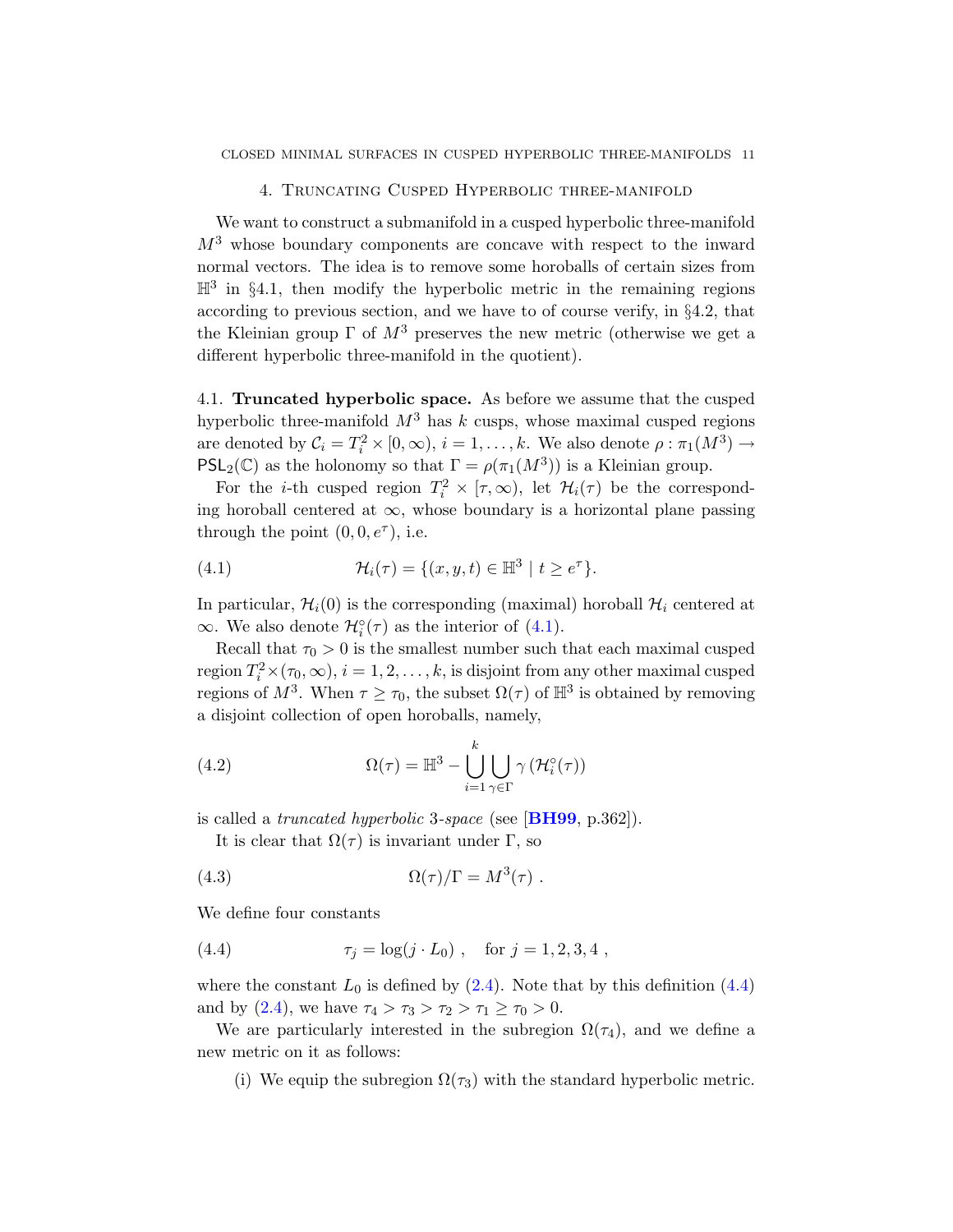## 4. Truncating Cusped Hyperbolic three-manifold

We want to construct a submanifold in a cusped hyperbolic three-manifold $M^3$ whose boundary components are concave with respect to the inward normal vectors. The idea is to remove some horoballs of certain sizes from $\mathbb{H}^3$ in §4.1, then modify the hyperbolic metric in the remaining regions according to previous section, and we have to of course verify, in §4.2, that the Kleinian group $\Gamma$ of $M^3$ preserves the new metric (otherwise we get a different hyperbolic three-manifold in the quotient).

### 4.1. **Truncated hyperbolic space.**

As before we assume that the cusped hyperbolic three-manifold $M^3$ has $k$ cusps, whose maximal cusped regions are denoted by $\mathcal{C}_i = T_i^2 \times [0, \infty)$, $i = 1, \ldots, k$. We also denote $\rho : \pi_1(M^3) \to \mathsf{PSL}_2(\mathbb{C})$ as the holonomy so that $\Gamma = \rho(\pi_1(M^3))$ is a Kleinian group.

For the $i$-th cusped region $T_i^2 \times [\tau, \infty)$, let $\mathcal{H}_i(\tau)$ be the corresponding horoball centered at $\infty$, whose boundary is a horizontal plane passing through the point $(0, 0, e^\tau)$, i.e.

$$\mathcal{H}_i(\tau) = \{(x, y, t) \in \mathbb{H}^3 \mid t \geq e^\tau\}. \tag{4.1}$$

In particular, $\mathcal{H}_i(0)$ is the corresponding (maximal) horoball $\mathcal{H}_i$ centered at $\infty$. We also denote $\mathcal{H}_i^\circ(\tau)$ as the interior of (4.1).

Recall that $\tau_0 > 0$ is the smallest number such that each maximal cusped region $T_i^2 \times (\tau_0, \infty)$, $i = 1, 2, \ldots, k$, is disjoint from any other maximal cusped regions of $M^3$. When $\tau \geq \tau_0$, the subset $\Omega(\tau)$ of $\mathbb{H}^3$ is obtained by removing a disjoint collection of open horoballs, namely,

$$\Omega(\tau) = \mathbb{H}^3 - \bigcup_{i=1}^{k} \bigcup_{\gamma \in \Gamma} \gamma\left(\mathcal{H}_i^\circ(\tau)\right) \tag{4.2}$$

is called a *truncated hyperbolic* 3*-space* (see [**BH99**, p.362]).

It is clear that $\Omega(\tau)$ is invariant under $\Gamma$, so

$$\Omega(\tau)/\Gamma = M^3(\tau)\ . \tag{4.3}$$

We define four constants

$$\tau_j = \log(j \cdot L_0)\ , \quad \text{for } j = 1, 2, 3, 4\ , \tag{4.4}$$

where the constant $L_0$ is defined by (2.4). Note that by this definition (4.4) and by (2.4), we have $\tau_4 > \tau_3 > \tau_2 > \tau_1 \geq \tau_0 > 0$.

We are particularly interested in the subregion $\Omega(\tau_4)$, and we define a new metric on it as follows:

(i) We equip the subregion $\Omega(\tau_3)$ with the standard hyperbolic metric.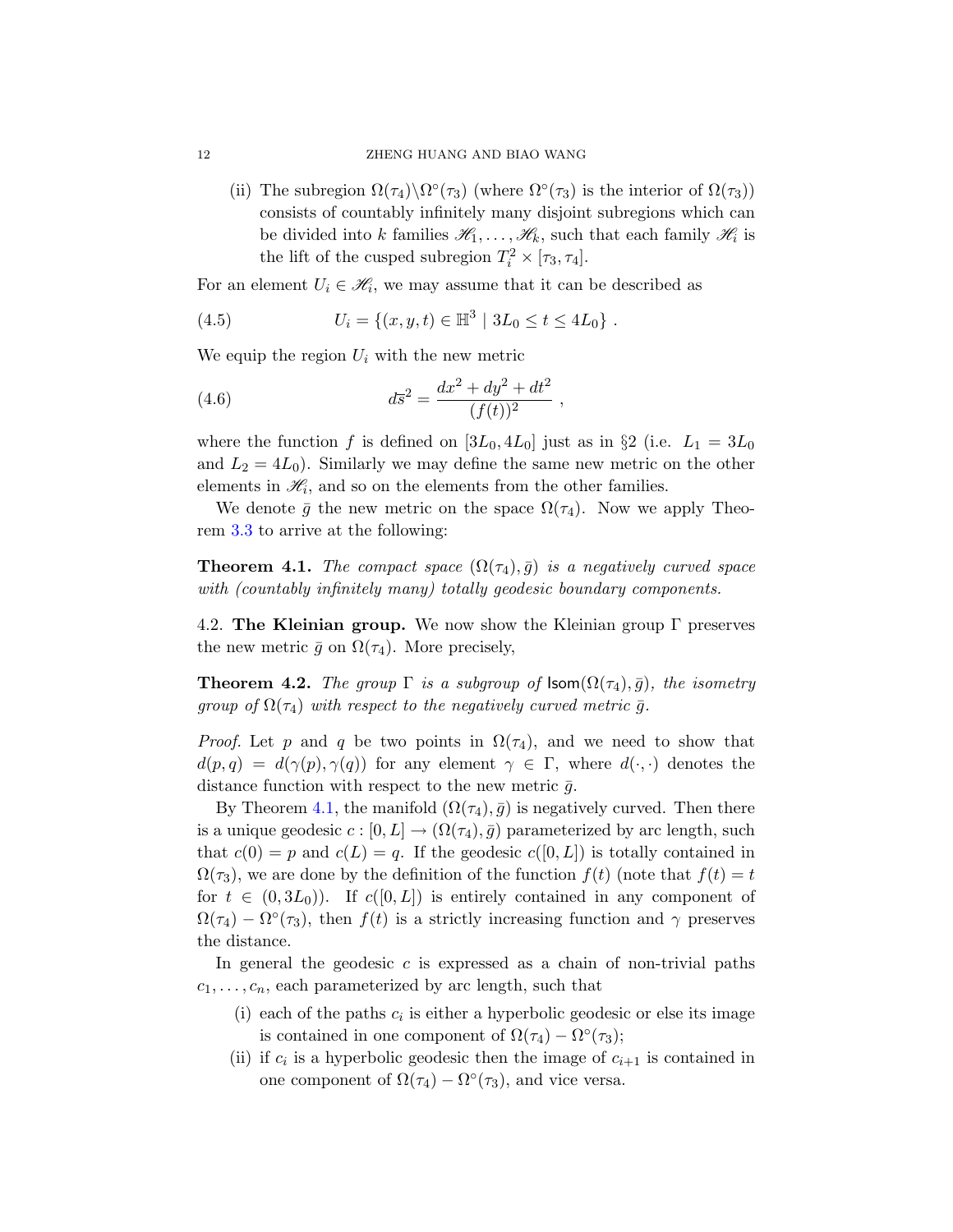(ii) The subregion $\Omega(\tau_4)\backslash\Omega^\circ(\tau_3)$ (where $\Omega^\circ(\tau_3)$ is the interior of $\Omega(\tau_3)$) consists of countably infinitely many disjoint subregions which can be divided into $k$ families $\mathscr{H}_1, \ldots, \mathscr{H}_k$, such that each family $\mathscr{H}_i$ is the lift of the cusped subregion $T_i^2 \times [\tau_3, \tau_4]$.

For an element $U_i \in \mathscr{H}_i$, we may assume that it can be described as

$$U_i = \{(x, y, t) \in \mathbb{H}^3 \mid 3L_0 \leq t \leq 4L_0\} \ . \tag{4.5}$$

We equip the region $U_i$ with the new metric

$$d\bar{s}^2 = \frac{dx^2 + dy^2 + dt^2}{(f(t))^2} \ , \tag{4.6}$$

where the function $f$ is defined on $[3L_0, 4L_0]$ just as in §2 (i.e. $L_1 = 3L_0$ and $L_2 = 4L_0$). Similarly we may define the same new metric on the other elements in $\mathscr{H}_i$, and so on the elements from the other families.

We denote $\bar{g}$ the new metric on the space $\Omega(\tau_4)$. Now we apply Theorem 3.3 to arrive at the following:

**Theorem 4.1.** *The compact space $(\Omega(\tau_4), \bar{g})$ is a negatively curved space with (countably infinitely many) totally geodesic boundary components.*

4.2. **The Kleinian group.** We now show the Kleinian group $\Gamma$ preserves the new metric $\bar{g}$ on $\Omega(\tau_4)$. More precisely,

**Theorem 4.2.** *The group $\Gamma$ is a subgroup of $\mathsf{Isom}(\Omega(\tau_4), \bar{g})$, the isometry group of $\Omega(\tau_4)$ with respect to the negatively curved metric $\bar{g}$.*

*Proof.* Let $p$ and $q$ be two points in $\Omega(\tau_4)$, and we need to show that $d(p, q) = d(\gamma(p), \gamma(q))$ for any element $\gamma \in \Gamma$, where $d(\cdot, \cdot)$ denotes the distance function with respect to the new metric $\bar{g}$.

By Theorem 4.1, the manifold $(\Omega(\tau_4), \bar{g})$ is negatively curved. Then there is a unique geodesic $c : [0, L] \to (\Omega(\tau_4), \bar{g})$ parameterized by arc length, such that $c(0) = p$ and $c(L) = q$. If the geodesic $c([0, L])$ is totally contained in $\Omega(\tau_3)$, we are done by the definition of the function $f(t)$ (note that $f(t) = t$ for $t \in (0, 3L_0)$). If $c([0, L])$ is entirely contained in any component of $\Omega(\tau_4) - \Omega^\circ(\tau_3)$, then $f(t)$ is a strictly increasing function and $\gamma$ preserves the distance.

In general the geodesic $c$ is expressed as a chain of non-trivial paths $c_1, \ldots, c_n$, each parameterized by arc length, such that

(i) each of the paths $c_i$ is either a hyperbolic geodesic or else its image is contained in one component of $\Omega(\tau_4) - \Omega^\circ(\tau_3)$;

(ii) if $c_i$ is a hyperbolic geodesic then the image of $c_{i+1}$ is contained in one component of $\Omega(\tau_4) - \Omega^\circ(\tau_3)$, and vice versa.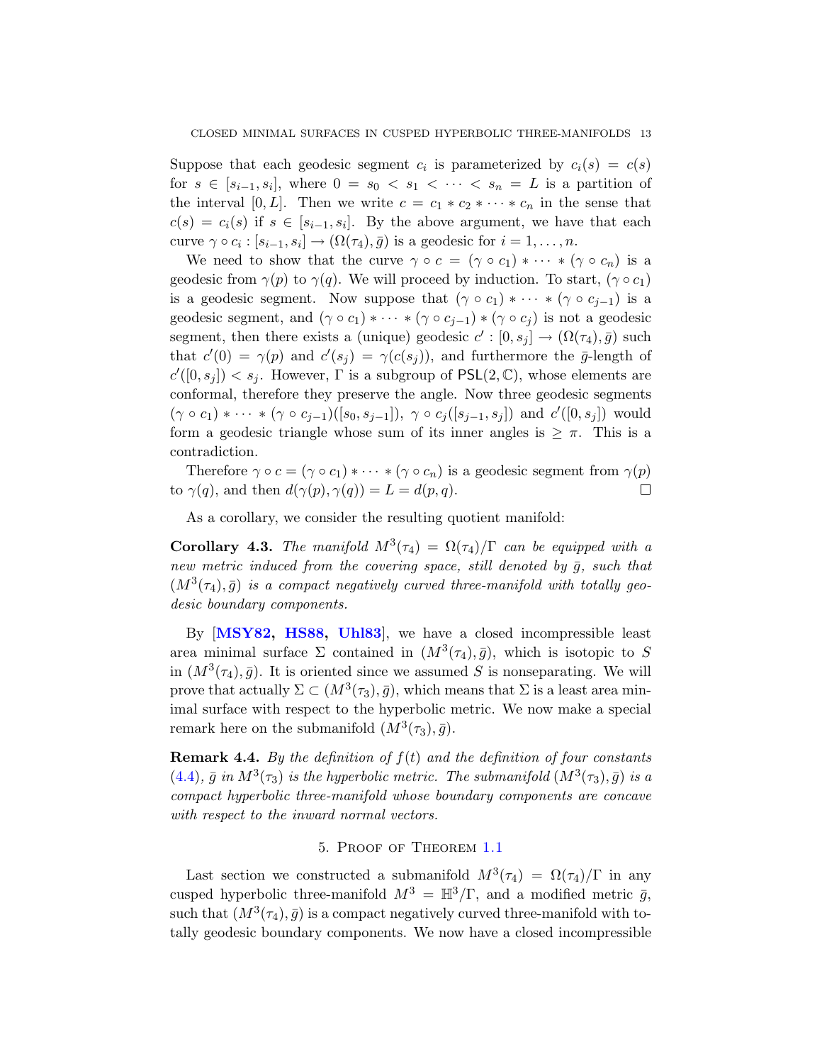Suppose that each geodesic segment $c_i$ is parameterized by $c_i(s) = c(s)$ for $s \in [s_{i-1}, s_i]$, where $0 = s_0 < s_1 < \cdots < s_n = L$ is a partition of the interval $[0, L]$. Then we write $c = c_1 * c_2 * \cdots * c_n$ in the sense that $c(s) = c_i(s)$ if $s \in [s_{i-1}, s_i]$. By the above argument, we have that each curve $\gamma \circ c_i : [s_{i-1}, s_i] \to (\Omega(\tau_4), \bar{g})$ is a geodesic for $i = 1, \ldots, n$.

We need to show that the curve $\gamma \circ c = (\gamma \circ c_1) * \cdots * (\gamma \circ c_n)$ is a geodesic from $\gamma(p)$ to $\gamma(q)$. We will proceed by induction. To start, $(\gamma \circ c_1)$ is a geodesic segment. Now suppose that $(\gamma \circ c_1) * \cdots * (\gamma \circ c_{j-1})$ is a geodesic segment, and $(\gamma \circ c_1) * \cdots * (\gamma \circ c_{j-1}) * (\gamma \circ c_j)$ is not a geodesic segment, then there exists a (unique) geodesic $c' : [0, s_j] \to (\Omega(\tau_4), \bar{g})$ such that $c'(0) = \gamma(p)$ and $c'(s_j) = \gamma(c(s_j))$, and furthermore the $\bar{g}$-length of $c'([0, s_j]) < s_j$. However, $\Gamma$ is a subgroup of $\mathsf{PSL}(2, \mathbb{C})$, whose elements are conformal, therefore they preserve the angle. Now three geodesic segments $(\gamma \circ c_1) * \cdots * (\gamma \circ c_{j-1})([s_0, s_{j-1}])$, $\gamma \circ c_j([s_{j-1}, s_j])$ and $c'([0, s_j])$ would form a geodesic triangle whose sum of its inner angles is $\geq \pi$. This is a contradiction.

Therefore $\gamma \circ c = (\gamma \circ c_1) * \cdots * (\gamma \circ c_n)$ is a geodesic segment from $\gamma(p)$ to $\gamma(q)$, and then $d(\gamma(p), \gamma(q)) = L = d(p, q)$. □

As a corollary, we consider the resulting quotient manifold:

**Corollary 4.3.** *The manifold $M^3(\tau_4) = \Omega(\tau_4)/\Gamma$ can be equipped with a new metric induced from the covering space, still denoted by $\bar{g}$, such that $(M^3(\tau_4), \bar{g})$ is a compact negatively curved three-manifold with totally geodesic boundary components.*

By [**MSY82, HS88, Uhl83**], we have a closed incompressible least area minimal surface $\Sigma$ contained in $(M^3(\tau_4), \bar{g})$, which is isotopic to $S$ in $(M^3(\tau_4), \bar{g})$. It is oriented since we assumed $S$ is nonseparating. We will prove that actually $\Sigma \subset (M^3(\tau_3), \bar{g})$, which means that $\Sigma$ is a least area minimal surface with respect to the hyperbolic metric. We now make a special remark here on the submanifold $(M^3(\tau_3), \bar{g})$.

**Remark 4.4.** *By the definition of $f(t)$ and the definition of four constants (4.4), $\bar{g}$ in $M^3(\tau_3)$ is the hyperbolic metric. The submanifold $(M^3(\tau_3), \bar{g})$ is a compact hyperbolic three-manifold whose boundary components are concave with respect to the inward normal vectors.*

## 5. Proof of Theorem 1.1

Last section we constructed a submanifold $M^3(\tau_4) = \Omega(\tau_4)/\Gamma$ in any cusped hyperbolic three-manifold $M^3 = \mathbb{H}^3/\Gamma$, and a modified metric $\bar{g}$, such that $(M^3(\tau_4), \bar{g})$ is a compact negatively curved three-manifold with totally geodesic boundary components. We now have a closed incompressible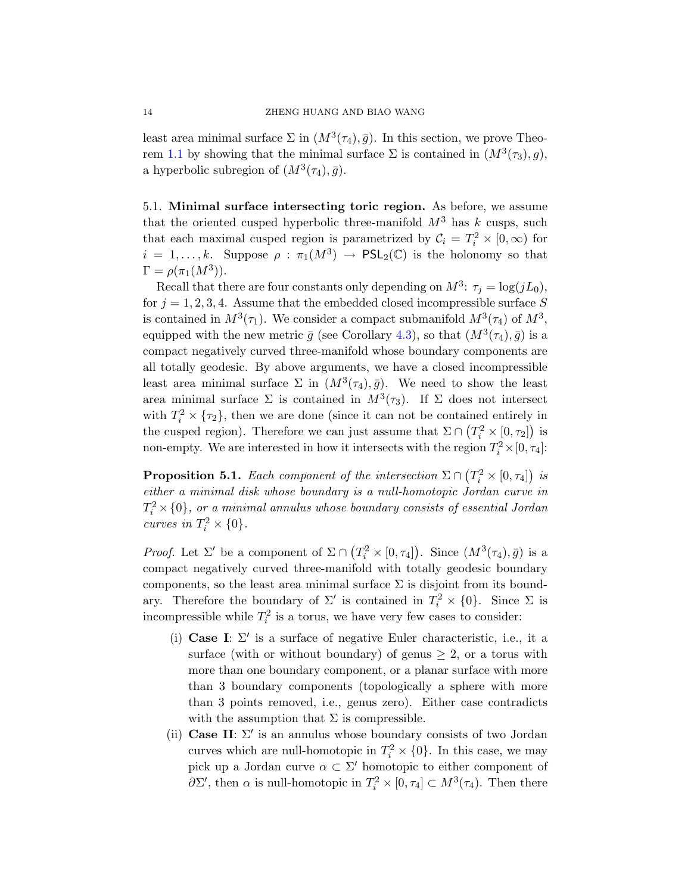least area minimal surface $\Sigma$ in $(M^3(\tau_4), \bar{g})$. In this section, we prove Theorem 1.1 by showing that the minimal surface $\Sigma$ is contained in $(M^3(\tau_3), g)$, a hyperbolic subregion of $(M^3(\tau_4), \bar{g})$.

5.1. **Minimal surface intersecting toric region.** As before, we assume that the oriented cusped hyperbolic three-manifold $M^3$ has $k$ cusps, such that each maximal cusped region is parametrized by $\mathcal{C}_i = T_i^2 \times [0, \infty)$ for $i = 1, \ldots, k$. Suppose $\rho : \pi_1(M^3) \to \mathsf{PSL}_2(\mathbb{C})$ is the holonomy so that $\Gamma = \rho(\pi_1(M^3))$.

Recall that there are four constants only depending on $M^3$: $\tau_j = \log(jL_0)$, for $j = 1, 2, 3, 4$. Assume that the embedded closed incompressible surface $S$ is contained in $M^3(\tau_1)$. We consider a compact submanifold $M^3(\tau_4)$ of $M^3$, equipped with the new metric $\bar{g}$ (see Corollary 4.3), so that $(M^3(\tau_4), \bar{g})$ is a compact negatively curved three-manifold whose boundary components are all totally geodesic. By above arguments, we have a closed incompressible least area minimal surface $\Sigma$ in $(M^3(\tau_4), \bar{g})$. We need to show the least area minimal surface $\Sigma$ is contained in $M^3(\tau_3)$. If $\Sigma$ does not intersect with $T_i^2 \times \{\tau_2\}$, then we are done (since it can not be contained entirely in the cusped region). Therefore we can just assume that $\Sigma \cap (T_i^2 \times [0, \tau_2])$ is non-empty. We are interested in how it intersects with the region $T_i^2 \times [0, \tau_4]$:

**Proposition 5.1.** *Each component of the intersection $\Sigma \cap (T_i^2 \times [0, \tau_4])$ is either a minimal disk whose boundary is a null-homotopic Jordan curve in $T_i^2 \times \{0\}$, or a minimal annulus whose boundary consists of essential Jordan curves in $T_i^2 \times \{0\}$.*

*Proof.* Let $\Sigma'$ be a component of $\Sigma \cap (T_i^2 \times [0, \tau_4])$. Since $(M^3(\tau_4), \bar{g})$ is a compact negatively curved three-manifold with totally geodesic boundary components, so the least area minimal surface $\Sigma$ is disjoint from its boundary. Therefore the boundary of $\Sigma'$ is contained in $T_i^2 \times \{0\}$. Since $\Sigma$ is incompressible while $T_i^2$ is a torus, we have very few cases to consider:

(i) **Case I**: $\Sigma'$ is a surface of negative Euler characteristic, i.e., it a surface (with or without boundary) of genus $\geq 2$, or a torus with more than one boundary component, or a planar surface with more than 3 boundary components (topologically a sphere with more than 3 points removed, i.e., genus zero). Either case contradicts with the assumption that $\Sigma$ is compressible.

(ii) **Case II**: $\Sigma'$ is an annulus whose boundary consists of two Jordan curves which are null-homotopic in $T_i^2 \times \{0\}$. In this case, we may pick up a Jordan curve $\alpha \subset \Sigma'$ homotopic to either component of $\partial\Sigma'$, then $\alpha$ is null-homotopic in $T_i^2 \times [0, \tau_4] \subset M^3(\tau_4)$. Then there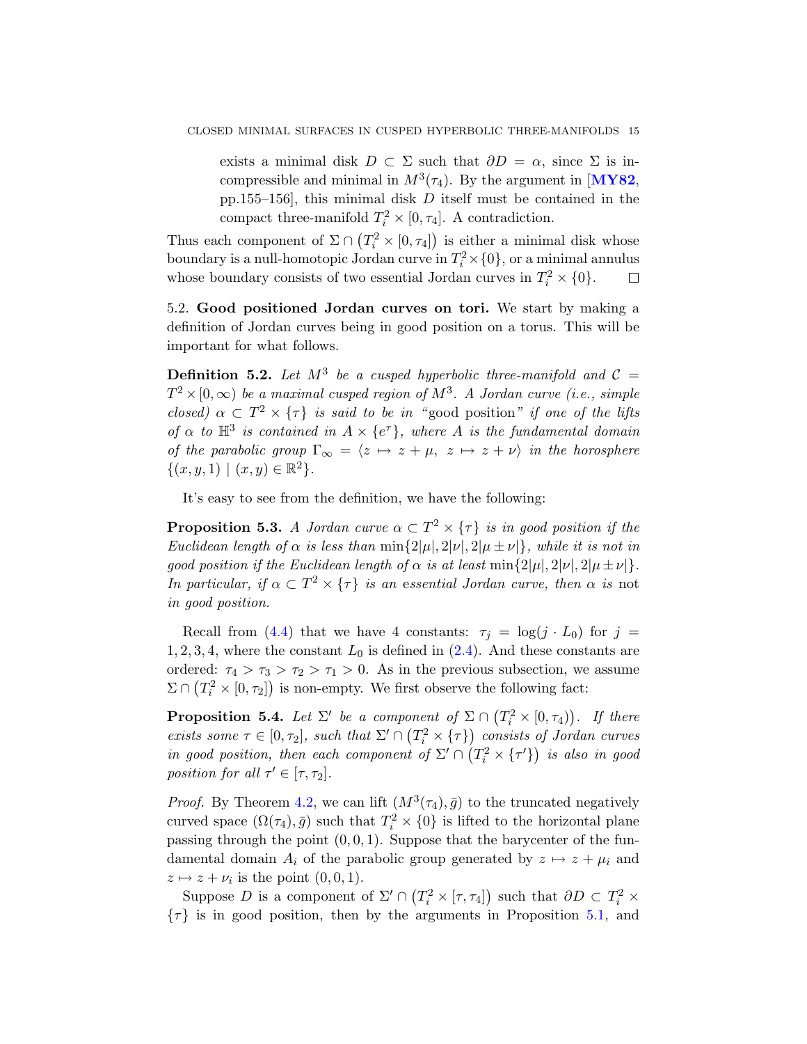exists a minimal disk $D \subset \Sigma$ such that $\partial D = \alpha$, since $\Sigma$ is incompressible and minimal in $M^3(\tau_4)$. By the argument in [**MY82**, pp.155–156], this minimal disk $D$ itself must be contained in the compact three-manifold $T_i^2 \times [0, \tau_4]$. A contradiction.

Thus each component of $\Sigma \cap \left(T_i^2 \times [0, \tau_4]\right)$ is either a minimal disk whose boundary is a null-homotopic Jordan curve in $T_i^2 \times \{0\}$, or a minimal annulus whose boundary consists of two essential Jordan curves in $T_i^2 \times \{0\}$. $\square$

5.2. **Good positioned Jordan curves on tori.** We start by making a definition of Jordan curves being in good position on a torus. This will be important for what follows.

**Definition 5.2.** *Let $M^3$ be a cusped hyperbolic three-manifold and $\mathcal{C} = T^2 \times [0, \infty)$ be a maximal cusped region of $M^3$. A Jordan curve (i.e., simple closed) $\alpha \subset T^2 \times \{\tau\}$ is said to be in "*good position*" if one of the lifts of $\alpha$ to $\mathbb{H}^3$ is contained in $A \times \{e^\tau\}$, where $A$ is the fundamental domain of the parabolic group $\Gamma_\infty = \langle z \mapsto z + \mu,\ z \mapsto z + \nu \rangle$ in the horosphere $\{(x, y, 1) \mid (x, y) \in \mathbb{R}^2\}$.*

It's easy to see from the definition, we have the following:

**Proposition 5.3.** *A Jordan curve $\alpha \subset T^2 \times \{\tau\}$ is in good position if the Euclidean length of $\alpha$ is less than $\min\{2|\mu|, 2|\nu|, 2|\mu \pm \nu|\}$, while it is not in good position if the Euclidean length of $\alpha$ is at least $\min\{2|\mu|, 2|\nu|, 2|\mu \pm \nu|\}$. In particular, if $\alpha \subset T^2 \times \{\tau\}$ is an essential Jordan curve, then $\alpha$ is* not *in good position.*

Recall from (4.4) that we have 4 constants: $\tau_j = \log(j \cdot L_0)$ for $j = 1, 2, 3, 4$, where the constant $L_0$ is defined in (2.4). And these constants are ordered: $\tau_4 > \tau_3 > \tau_2 > \tau_1 > 0$. As in the previous subsection, we assume $\Sigma \cap \left(T_i^2 \times [0, \tau_2]\right)$ is non-empty. We first observe the following fact:

**Proposition 5.4.** *Let $\Sigma'$ be a component of $\Sigma \cap \left(T_i^2 \times [0, \tau_4)\right)$. If there exists some $\tau \in [0, \tau_2]$, such that $\Sigma' \cap \left(T_i^2 \times \{\tau\}\right)$ consists of Jordan curves in good position, then each component of $\Sigma' \cap \left(T_i^2 \times \{\tau'\}\right)$ is also in good position for all $\tau' \in [\tau, \tau_2]$.*

*Proof.* By Theorem 4.2, we can lift $(M^3(\tau_4), \bar{g})$ to the truncated negatively curved space $(\Omega(\tau_4), \bar{g})$ such that $T_i^2 \times \{0\}$ is lifted to the horizontal plane passing through the point $(0, 0, 1)$. Suppose that the barycenter of the fundamental domain $A_i$ of the parabolic group generated by $z \mapsto z + \mu_i$ and $z \mapsto z + \nu_i$ is the point $(0, 0, 1)$.

Suppose $D$ is a component of $\Sigma' \cap \left(T_i^2 \times [\tau, \tau_4]\right)$ such that $\partial D \subset T_i^2 \times \{\tau\}$ is in good position, then by the arguments in Proposition 5.1, and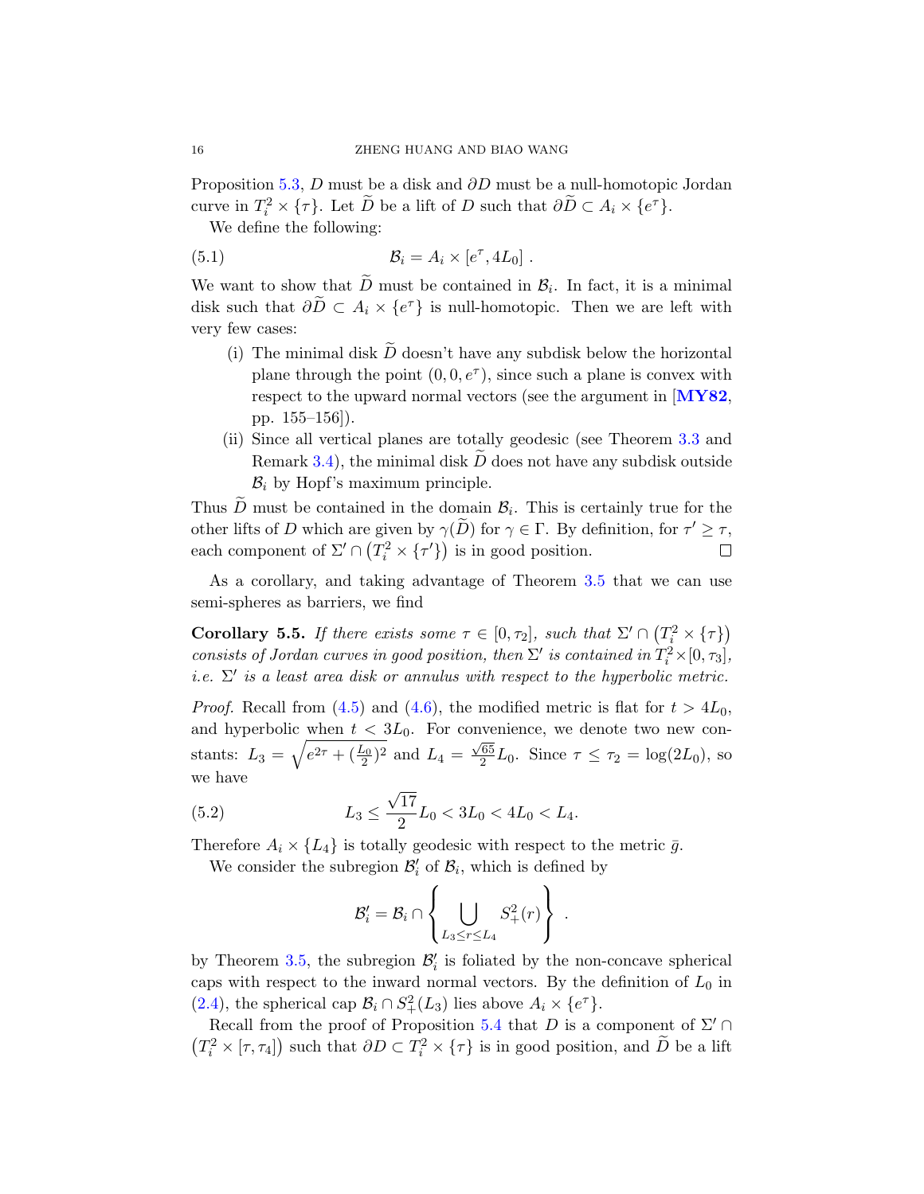Proposition 5.3, $D$ must be a disk and $\partial D$ must be a null-homotopic Jordan curve in $T_i^2 \times \{\tau\}$. Let $\widetilde{D}$ be a lift of $D$ such that $\partial\widetilde{D} \subset A_i \times \{e^\tau\}$.

We define the following:

$$\mathcal{B}_i = A_i \times [e^\tau, 4L_0] \; . \tag{5.1}$$

We want to show that $\widetilde{D}$ must be contained in $\mathcal{B}_i$. In fact, it is a minimal disk such that $\partial\widetilde{D} \subset A_i \times \{e^\tau\}$ is null-homotopic. Then we are left with very few cases:

(i) The minimal disk $\widetilde{D}$ doesn't have any subdisk below the horizontal plane through the point $(0, 0, e^\tau)$, since such a plane is convex with respect to the upward normal vectors (see the argument in [**MY82**, pp. 155–156]).

(ii) Since all vertical planes are totally geodesic (see Theorem 3.3 and Remark 3.4), the minimal disk $\widetilde{D}$ does not have any subdisk outside $\mathcal{B}_i$ by Hopf's maximum principle.

Thus $\widetilde{D}$ must be contained in the domain $\mathcal{B}_i$. This is certainly true for the other lifts of $D$ which are given by $\gamma(\widetilde{D})$ for $\gamma \in \Gamma$. By definition, for $\tau' \geq \tau$, each component of $\Sigma' \cap \left(T_i^2 \times \{\tau'\}\right)$ is in good position. $\square$

As a corollary, and taking advantage of Theorem 3.5 that we can use semi-spheres as barriers, we find

**Corollary 5.5.** *If there exists some $\tau \in [0, \tau_2]$, such that $\Sigma' \cap \left(T_i^2 \times \{\tau\}\right)$ consists of Jordan curves in good position, then $\Sigma'$ is contained in $T_i^2 \times [0, \tau_3]$, i.e. $\Sigma'$ is a least area disk or annulus with respect to the hyperbolic metric.*

*Proof.* Recall from (4.5) and (4.6), the modified metric is flat for $t > 4L_0$, and hyperbolic when $t < 3L_0$. For convenience, we denote two new constants: $L_3 = \sqrt{e^{2\tau} + (\frac{L_0}{2})^2}$ and $L_4 = \frac{\sqrt{65}}{2}L_0$. Since $\tau \leq \tau_2 = \log(2L_0)$, so we have

$$L_3 \leq \frac{\sqrt{17}}{2}L_0 < 3L_0 < 4L_0 < L_4. \tag{5.2}$$

Therefore $A_i \times \{L_4\}$ is totally geodesic with respect to the metric $\bar{g}$.

We consider the subregion $\mathcal{B}_i'$ of $\mathcal{B}_i$, which is defined by

$$\mathcal{B}_i' = \mathcal{B}_i \cap \left\{ \bigcup_{L_3 \leq r \leq L_4} S_+^2(r) \right\} \; .$$

by Theorem 3.5, the subregion $\mathcal{B}_i'$ is foliated by the non-concave spherical caps with respect to the inward normal vectors. By the definition of $L_0$ in (2.4), the spherical cap $\mathcal{B}_i \cap S_+^2(L_3)$ lies above $A_i \times \{e^\tau\}$.

Recall from the proof of Proposition 5.4 that $D$ is a component of $\Sigma' \cap \left(T_i^2 \times [\tau, \tau_4]\right)$ such that $\partial D \subset T_i^2 \times \{\tau\}$ is in good position, and $\widetilde{D}$ be a lift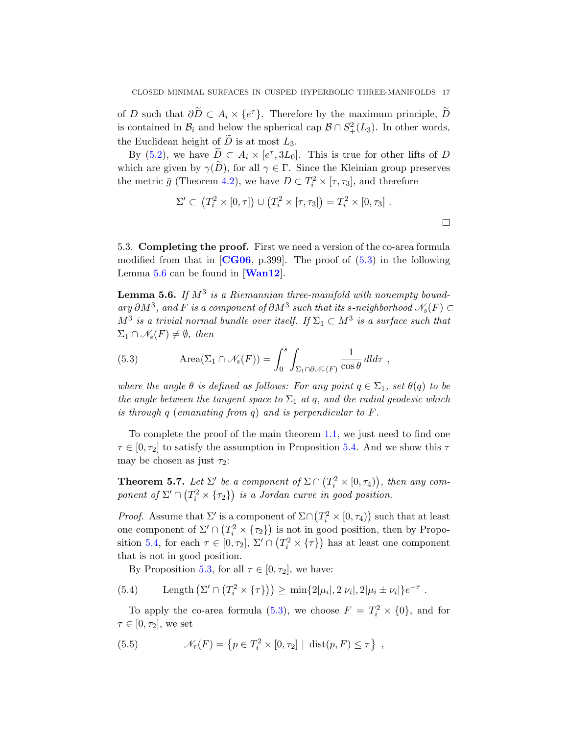of $D$ such that $\partial \widetilde{D} \subset A_i \times \{e^\tau\}$. Therefore by the maximum principle, $\widetilde{D}$ is contained in $\mathcal{B}_i$ and below the spherical cap $\mathcal{B} \cap S^2_+(L_3)$. In other words, the Euclidean height of $\widetilde{D}$ is at most $L_3$.

By (5.2), we have $\widetilde{D} \subset A_i \times [e^\tau, 3L_0]$. This is true for other lifts of $D$ which are given by $\gamma(\widetilde{D})$, for all $\gamma \in \Gamma$. Since the Kleinian group preserves the metric $\bar{g}$ (Theorem 4.2), we have $D \subset T_i^2 \times [\tau, \tau_3]$, and therefore

$$\Sigma' \subset \left(T_i^2 \times [0, \tau]\right) \cup \left(T_i^2 \times [\tau, \tau_3]\right) = T_i^2 \times [0, \tau_3] \ .$$

□

5.3. **Completing the proof.** First we need a version of the co-area formula modified from that in [**CG06**, p.399]. The proof of (5.3) in the following Lemma 5.6 can be found in [**Wan12**].

**Lemma 5.6.** *If $M^3$ is a Riemannian three-manifold with nonempty boundary $\partial M^3$, and $F$ is a component of $\partial M^3$ such that its $s$-neighborhood $\mathscr{N}_s(F) \subset M^3$ is a trivial normal bundle over itself. If $\Sigma_1 \subset M^3$ is a surface such that $\Sigma_1 \cap \mathscr{N}_s(F) \neq \emptyset$, then*

$$\text{Area}(\Sigma_1 \cap \mathscr{N}_s(F)) = \int_0^s \int_{\Sigma_1 \cap \partial \mathscr{N}_\tau(F)} \frac{1}{\cos\theta} \, dl d\tau \ , \tag{5.3}$$

*where the angle $\theta$ is defined as follows: For any point $q \in \Sigma_1$, set $\theta(q)$ to be the angle between the tangent space to $\Sigma_1$ at $q$, and the radial geodesic which is through $q$ (emanating from $q$) and is perpendicular to $F$.*

To complete the proof of the main theorem 1.1, we just need to find one $\tau \in [0, \tau_2]$ to satisfy the assumption in Proposition 5.4. And we show this $\tau$ may be chosen as just $\tau_2$:

**Theorem 5.7.** *Let $\Sigma'$ be a component of $\Sigma \cap \left(T_i^2 \times [0, \tau_4)\right)$, then any component of $\Sigma' \cap \left(T_i^2 \times \{\tau_2\}\right)$ is a Jordan curve in good position.*

*Proof.* Assume that $\Sigma'$ is a component of $\Sigma \cap \left(T_i^2 \times [0, \tau_4)\right)$ such that at least one component of $\Sigma' \cap \left(T_i^2 \times \{\tau_2\}\right)$ is not in good position, then by Proposition 5.4, for each $\tau \in [0, \tau_2]$, $\Sigma' \cap \left(T_i^2 \times \{\tau\}\right)$ has at least one component that is not in good position.

By Proposition 5.3, for all $\tau \in [0, \tau_2]$, we have:

$$\text{Length}\left(\Sigma' \cap \left(T_i^2 \times \{\tau\}\right)\right) \geq \min\{2|\mu_i|, 2|\nu_i|, 2|\mu_i \pm \nu_i|\} e^{-\tau} \ . \tag{5.4}$$

To apply the co-area formula (5.3), we choose $F = T_i^2 \times \{0\}$, and for $\tau \in [0, \tau_2]$, we set

$$\mathscr{N}_\tau(F) = \left\{p \in T_i^2 \times [0, \tau_2] \ | \ \text{dist}(p, F) \leq \tau\right\} \ , \tag{5.5}$$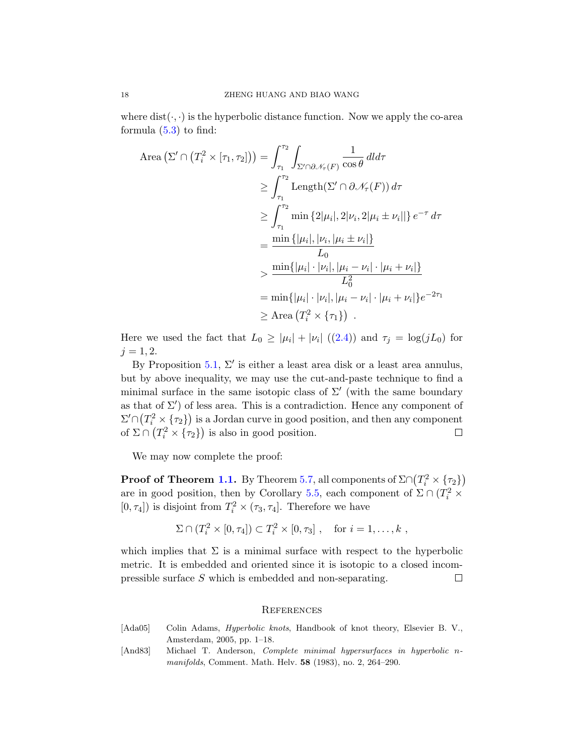where $\mathrm{dist}(\cdot,\cdot)$ is the hyperbolic distance function. Now we apply the co-area formula (5.3) to find:

$$
\begin{aligned}
\mathrm{Area}\left(\Sigma' \cap \left(T_i^2 \times [\tau_1,\tau_2]\right)\right) &= \int_{\tau_1}^{\tau_2} \int_{\Sigma' \cap \partial \mathscr{N}_\tau(F)} \frac{1}{\cos\theta}\, dl d\tau \\
&\geq \int_{\tau_1}^{\tau_2} \mathrm{Length}(\Sigma' \cap \partial \mathscr{N}_\tau(F))\, d\tau \\
&\geq \int_{\tau_1}^{\tau_2} \min\left\{2|\mu_i|, 2|\nu_i, 2|\mu_i \pm \nu_i|\right|\right\} e^{-\tau}\, d\tau \\
&= \frac{\min\left\{|\mu_i|, |\nu_i, |\mu_i \pm \nu_i|\right\}}{L_0} \\
&> \frac{\min\{|\mu_i| \cdot |\nu_i|, |\mu_i - \nu_i| \cdot |\mu_i + \nu_i|\}}{L_0^2} \\
&= \min\{|\mu_i| \cdot |\nu_i|, |\mu_i - \nu_i| \cdot |\mu_i + \nu_i|\} e^{-2\tau_1} \\
&\geq \mathrm{Area}\left(T_i^2 \times \{\tau_1\}\right) \ .
\end{aligned}
$$

Here we used the fact that $L_0 \geq |\mu_i| + |\nu_i|$ ((2.4)) and $\tau_j = \log(jL_0)$ for $j = 1, 2$.

By Proposition 5.1, $\Sigma'$ is either a least area disk or a least area annulus, but by above inequality, we may use the cut-and-paste technique to find a minimal surface in the same isotopic class of $\Sigma'$ (with the same boundary as that of $\Sigma'$) of less area. This is a contradiction. Hence any component of $\Sigma' \cap \left(T_i^2 \times \{\tau_2\}\right)$ is a Jordan curve in good position, and then any component of $\Sigma \cap \left(T_i^2 \times \{\tau_2\}\right)$ is also in good position. ∎

We may now complete the proof:

**Proof of Theorem 1.1.** By Theorem 5.7, all components of $\Sigma \cap \left(T_i^2 \times \{\tau_2\}\right)$ are in good position, then by Corollary 5.5, each component of $\Sigma \cap (T_i^2 \times [0, \tau_4])$ is disjoint from $T_i^2 \times (\tau_3, \tau_4]$. Therefore we have

$$
\Sigma \cap (T_i^2 \times [0, \tau_4]) \subset T_i^2 \times [0, \tau_3] \ , \quad \text{for } i = 1, \ldots, k \ ,
$$

which implies that $\Sigma$ is a minimal surface with respect to the hyperbolic metric. It is embedded and oriented since it is isotopic to a closed incompressible surface $S$ which is embedded and non-separating. ∎

## References

[Ada05] Colin Adams, *Hyperbolic knots*, Handbook of knot theory, Elsevier B. V., Amsterdam, 2005, pp. 1–18.

[And83] Michael T. Anderson, *Complete minimal hypersurfaces in hyperbolic n-manifolds*, Comment. Math. Helv. **58** (1983), no. 2, 264–290.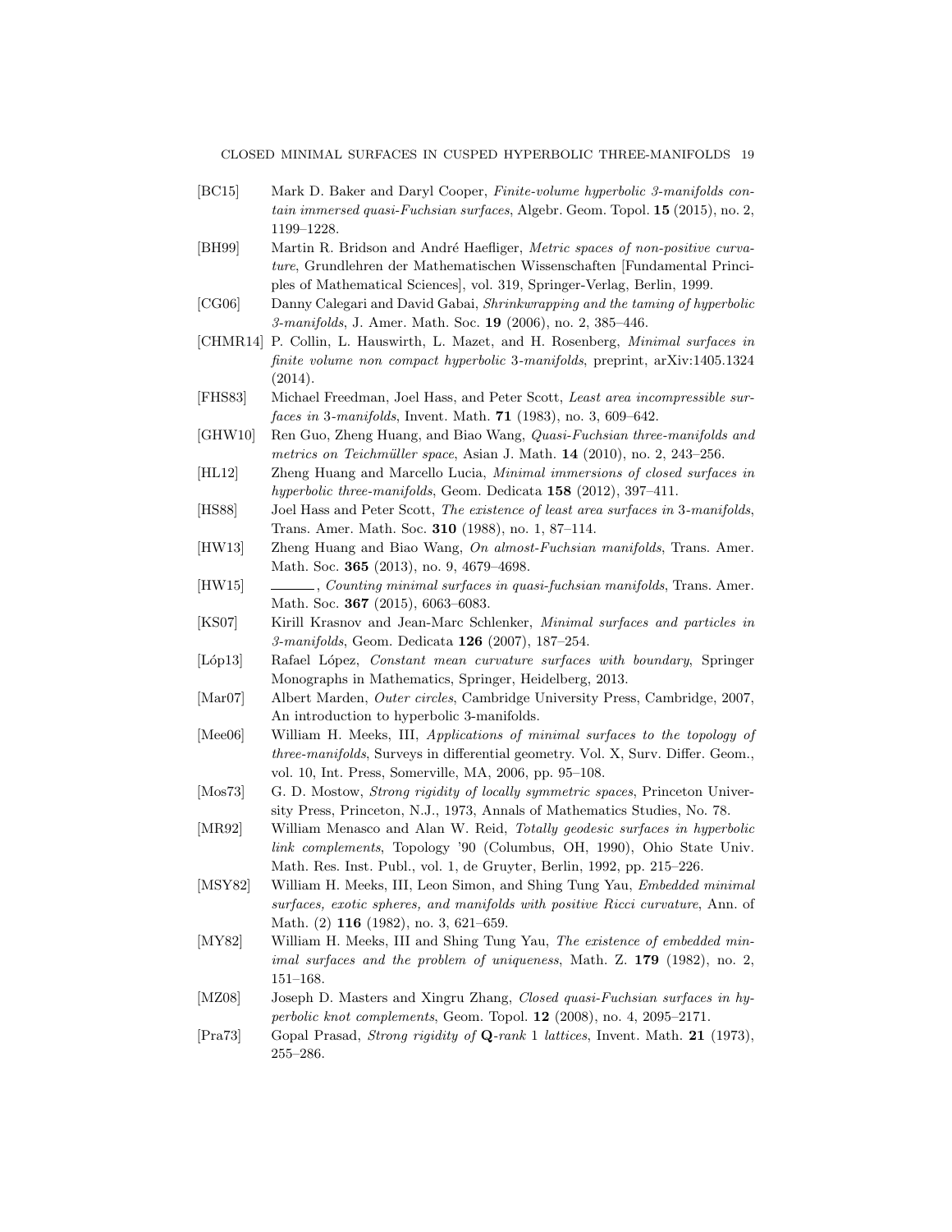[BC15] Mark D. Baker and Daryl Cooper, *Finite-volume hyperbolic 3-manifolds contain immersed quasi-Fuchsian surfaces*, Algebr. Geom. Topol. **15** (2015), no. 2, 1199–1228.

[BH99] Martin R. Bridson and André Haefliger, *Metric spaces of non-positive curvature*, Grundlehren der Mathematischen Wissenschaften [Fundamental Principles of Mathematical Sciences], vol. 319, Springer-Verlag, Berlin, 1999.

[CG06] Danny Calegari and David Gabai, *Shrinkwrapping and the taming of hyperbolic 3-manifolds*, J. Amer. Math. Soc. **19** (2006), no. 2, 385–446.

[CHMR14] P. Collin, L. Hauswirth, L. Mazet, and H. Rosenberg, *Minimal surfaces in finite volume non compact hyperbolic* 3*-manifolds*, preprint, arXiv:1405.1324 (2014).

[FHS83] Michael Freedman, Joel Hass, and Peter Scott, *Least area incompressible surfaces in* 3*-manifolds*, Invent. Math. **71** (1983), no. 3, 609–642.

[GHW10] Ren Guo, Zheng Huang, and Biao Wang, *Quasi-Fuchsian three-manifolds and metrics on Teichmüller space*, Asian J. Math. **14** (2010), no. 2, 243–256.

[HL12] Zheng Huang and Marcello Lucia, *Minimal immersions of closed surfaces in hyperbolic three-manifolds*, Geom. Dedicata **158** (2012), 397–411.

[HS88] Joel Hass and Peter Scott, *The existence of least area surfaces in* 3*-manifolds*, Trans. Amer. Math. Soc. **310** (1988), no. 1, 87–114.

[HW13] Zheng Huang and Biao Wang, *On almost-Fuchsian manifolds*, Trans. Amer. Math. Soc. **365** (2013), no. 9, 4679–4698.

[HW15] ______, *Counting minimal surfaces in quasi-fuchsian manifolds*, Trans. Amer. Math. Soc. **367** (2015), 6063–6083.

[KS07] Kirill Krasnov and Jean-Marc Schlenker, *Minimal surfaces and particles in 3-manifolds*, Geom. Dedicata **126** (2007), 187–254.

[Lóp13] Rafael López, *Constant mean curvature surfaces with boundary*, Springer Monographs in Mathematics, Springer, Heidelberg, 2013.

[Mar07] Albert Marden, *Outer circles*, Cambridge University Press, Cambridge, 2007, An introduction to hyperbolic 3-manifolds.

[Mee06] William H. Meeks, III, *Applications of minimal surfaces to the topology of three-manifolds*, Surveys in differential geometry. Vol. X, Surv. Differ. Geom., vol. 10, Int. Press, Somerville, MA, 2006, pp. 95–108.

[Mos73] G. D. Mostow, *Strong rigidity of locally symmetric spaces*, Princeton University Press, Princeton, N.J., 1973, Annals of Mathematics Studies, No. 78.

[MR92] William Menasco and Alan W. Reid, *Totally geodesic surfaces in hyperbolic link complements*, Topology '90 (Columbus, OH, 1990), Ohio State Univ. Math. Res. Inst. Publ., vol. 1, de Gruyter, Berlin, 1992, pp. 215–226.

[MSY82] William H. Meeks, III, Leon Simon, and Shing Tung Yau, *Embedded minimal surfaces, exotic spheres, and manifolds with positive Ricci curvature*, Ann. of Math. (2) **116** (1982), no. 3, 621–659.

[MY82] William H. Meeks, III and Shing Tung Yau, *The existence of embedded minimal surfaces and the problem of uniqueness*, Math. Z. **179** (1982), no. 2, 151–168.

[MZ08] Joseph D. Masters and Xingru Zhang, *Closed quasi-Fuchsian surfaces in hyperbolic knot complements*, Geom. Topol. **12** (2008), no. 4, 2095–2171.

[Pra73] Gopal Prasad, *Strong rigidity of* **Q**-*rank* 1 *lattices*, Invent. Math. **21** (1973), 255–286.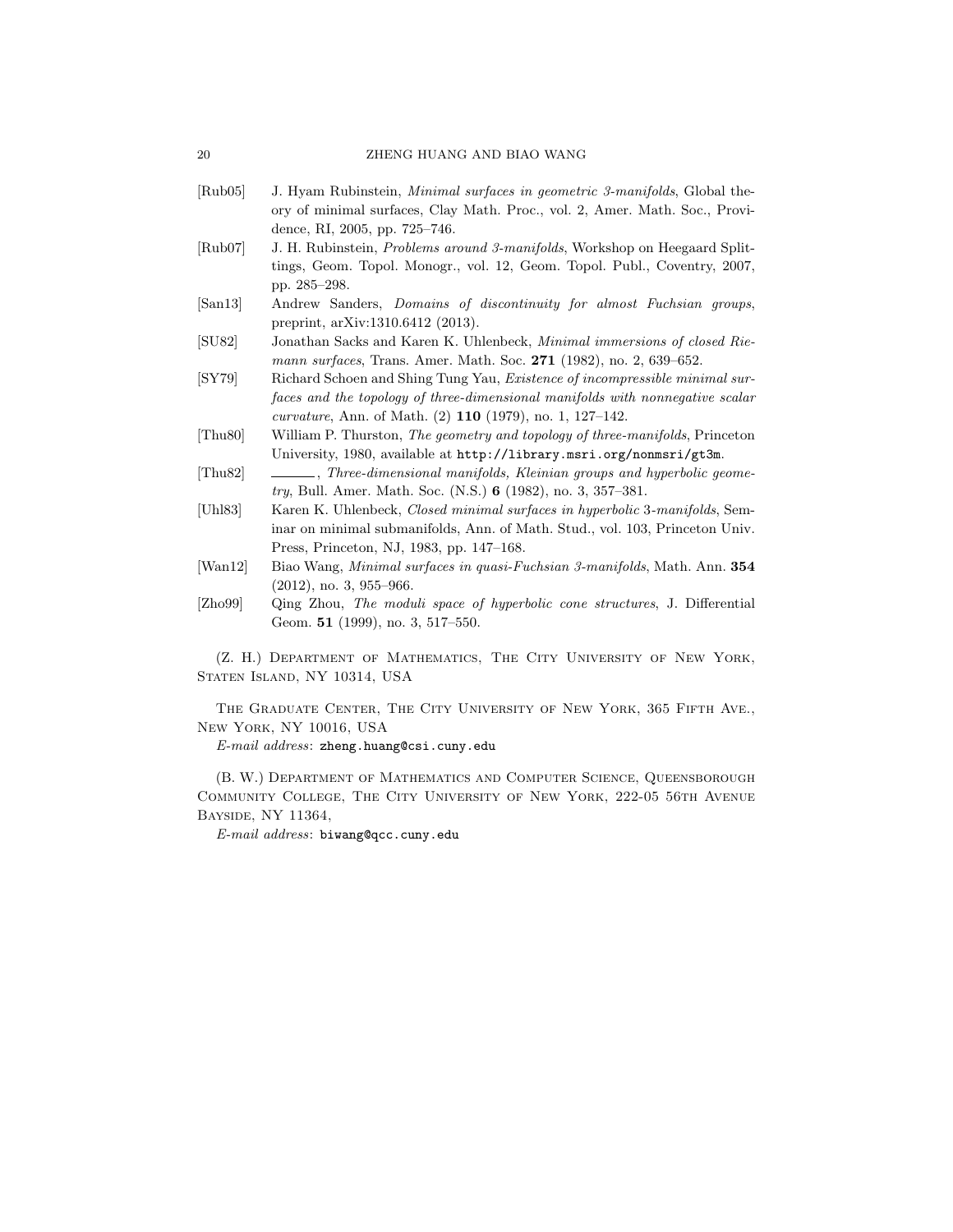[Rub05] J. Hyam Rubinstein, *Minimal surfaces in geometric 3-manifolds*, Global theory of minimal surfaces, Clay Math. Proc., vol. 2, Amer. Math. Soc., Providence, RI, 2005, pp. 725–746.

[Rub07] J. H. Rubinstein, *Problems around 3-manifolds*, Workshop on Heegaard Splittings, Geom. Topol. Monogr., vol. 12, Geom. Topol. Publ., Coventry, 2007, pp. 285–298.

[San13] Andrew Sanders, *Domains of discontinuity for almost Fuchsian groups*, preprint, arXiv:1310.6412 (2013).

[SU82] Jonathan Sacks and Karen K. Uhlenbeck, *Minimal immersions of closed Riemann surfaces*, Trans. Amer. Math. Soc. **271** (1982), no. 2, 639–652.

[SY79] Richard Schoen and Shing Tung Yau, *Existence of incompressible minimal surfaces and the topology of three-dimensional manifolds with nonnegative scalar curvature*, Ann. of Math. (2) **110** (1979), no. 1, 127–142.

[Thu80] William P. Thurston, *The geometry and topology of three-manifolds*, Princeton University, 1980, available at `http://library.msri.org/nonmsri/gt3m`.

[Thu82] ______, *Three-dimensional manifolds, Kleinian groups and hyperbolic geometry*, Bull. Amer. Math. Soc. (N.S.) **6** (1982), no. 3, 357–381.

[Uhl83] Karen K. Uhlenbeck, *Closed minimal surfaces in hyperbolic 3-manifolds*, Seminar on minimal submanifolds, Ann. of Math. Stud., vol. 103, Princeton Univ. Press, Princeton, NJ, 1983, pp. 147–168.

[Wan12] Biao Wang, *Minimal surfaces in quasi-Fuchsian 3-manifolds*, Math. Ann. **354** (2012), no. 3, 955–966.

[Zho99] Qing Zhou, *The moduli space of hyperbolic cone structures*, J. Differential Geom. **51** (1999), no. 3, 517–550.

(Z. H.) Department of Mathematics, The City University of New York, Staten Island, NY 10314, USA

The Graduate Center, The City University of New York, 365 Fifth Ave., New York, NY 10016, USA

*E-mail address*: `zheng.huang@csi.cuny.edu`

(B. W.) Department of Mathematics and Computer Science, Queensborough Community College, The City University of New York, 222-05 56th Avenue Bayside, NY 11364,

*E-mail address*: `biwang@qcc.cuny.edu`